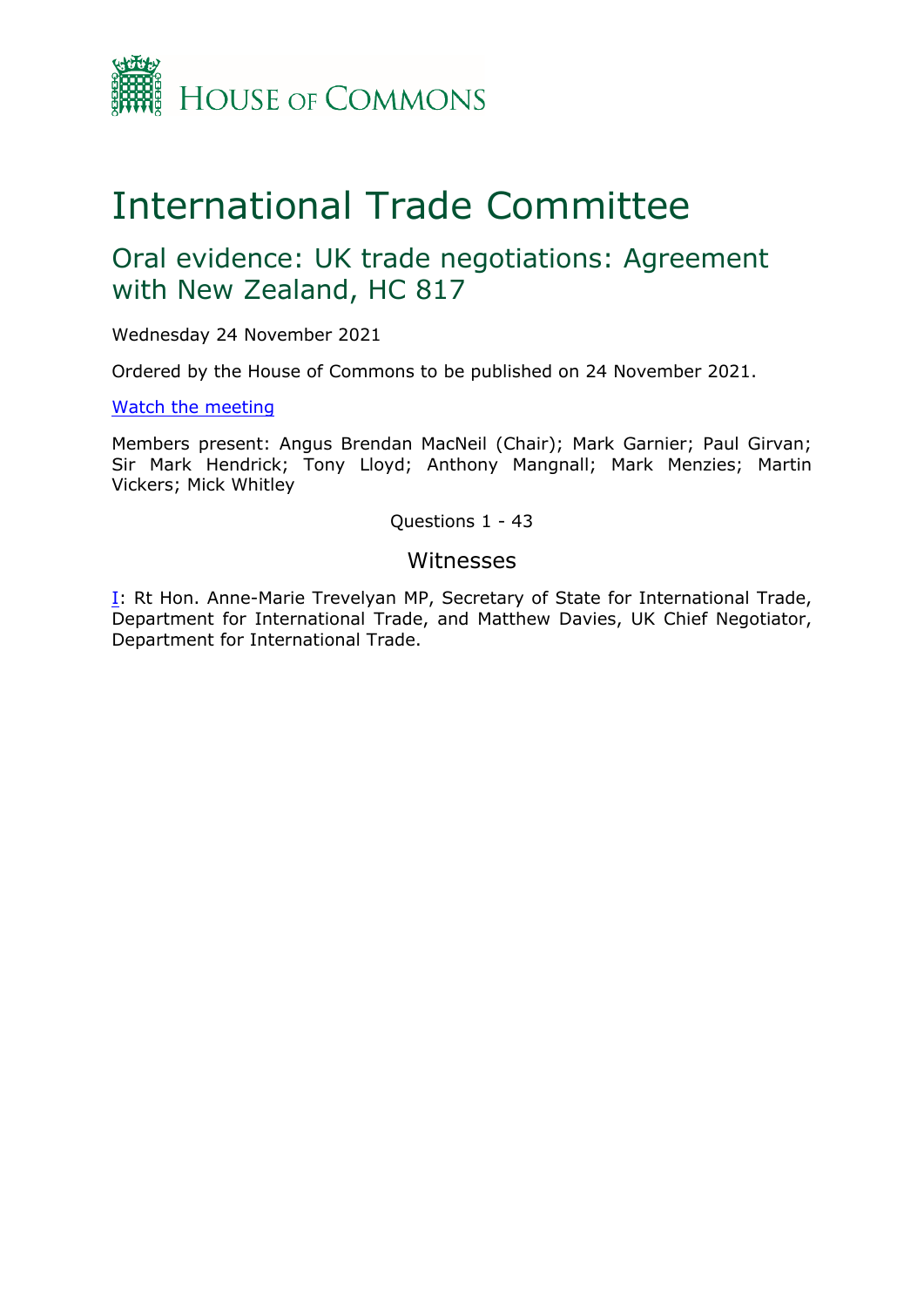# House of Commons

# International Trade Committee

## Oral evidence: UK trade negotiations: Agreement with New Zealand, HC 817

Wednesday 24 November 2021

Ordered by the House of Commons to be published on 24 November 2021.

[Watch the meeting](#)

Members present: Angus Brendan MacNeil (Chair); Mark Garnier; Paul Girvan; Sir Mark Hendrick; Tony Lloyd; Anthony Mangnall; Mark Menzies; Martin Vickers; Mick Whitley

Questions 1 - 43

### Witnesses

[I](#): Rt Hon. Anne-Marie Trevelyan MP, Secretary of State for International Trade, Department for International Trade, and Matthew Davies, UK Chief Negotiator, Department for International Trade.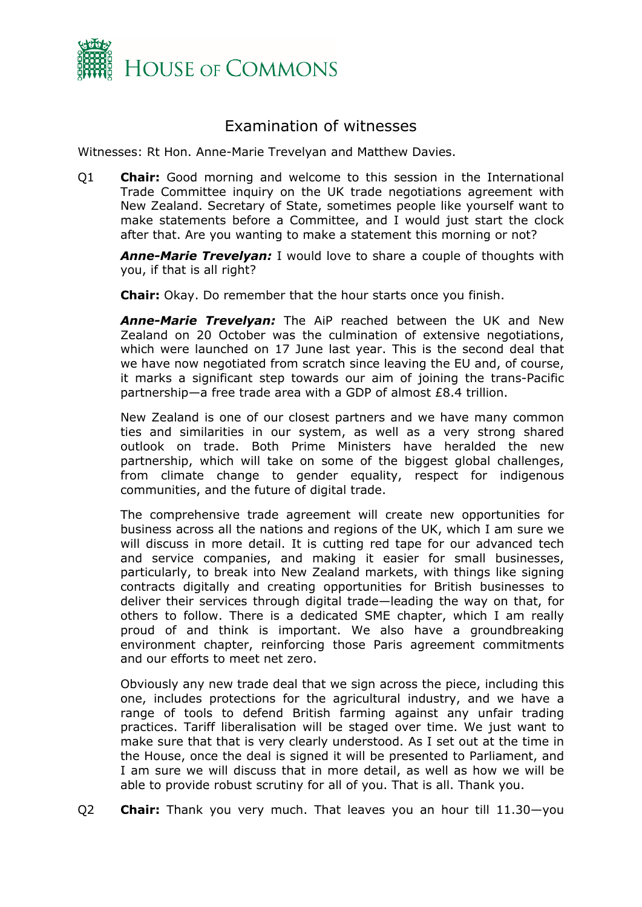## Examination of witnesses

Witnesses: Rt Hon. Anne-Marie Trevelyan and Matthew Davies.

Q1 **Chair:** Good morning and welcome to this session in the International Trade Committee inquiry on the UK trade negotiations agreement with New Zealand. Secretary of State, sometimes people like yourself want to make statements before a Committee, and I would just start the clock after that. Are you wanting to make a statement this morning or not?

***Anne-Marie Trevelyan:*** I would love to share a couple of thoughts with you, if that is all right?

**Chair:** Okay. Do remember that the hour starts once you finish.

***Anne-Marie Trevelyan:*** The AiP reached between the UK and New Zealand on 20 October was the culmination of extensive negotiations, which were launched on 17 June last year. This is the second deal that we have now negotiated from scratch since leaving the EU and, of course, it marks a significant step towards our aim of joining the trans-Pacific partnership—a free trade area with a GDP of almost £8.4 trillion.

New Zealand is one of our closest partners and we have many common ties and similarities in our system, as well as a very strong shared outlook on trade. Both Prime Ministers have heralded the new partnership, which will take on some of the biggest global challenges, from climate change to gender equality, respect for indigenous communities, and the future of digital trade.

The comprehensive trade agreement will create new opportunities for business across all the nations and regions of the UK, which I am sure we will discuss in more detail. It is cutting red tape for our advanced tech and service companies, and making it easier for small businesses, particularly, to break into New Zealand markets, with things like signing contracts digitally and creating opportunities for British businesses to deliver their services through digital trade—leading the way on that, for others to follow. There is a dedicated SME chapter, which I am really proud of and think is important. We also have a groundbreaking environment chapter, reinforcing those Paris agreement commitments and our efforts to meet net zero.

Obviously any new trade deal that we sign across the piece, including this one, includes protections for the agricultural industry, and we have a range of tools to defend British farming against any unfair trading practices. Tariff liberalisation will be staged over time. We just want to make sure that that is very clearly understood. As I set out at the time in the House, once the deal is signed it will be presented to Parliament, and I am sure we will discuss that in more detail, as well as how we will be able to provide robust scrutiny for all of you. That is all. Thank you.

Q2 **Chair:** Thank you very much. That leaves you an hour till 11.30—you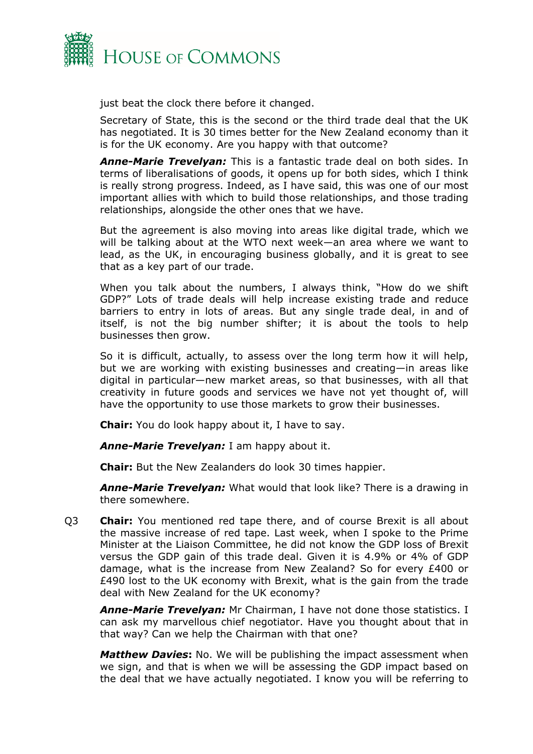just beat the clock there before it changed.

Secretary of State, this is the second or the third trade deal that the UK has negotiated. It is 30 times better for the New Zealand economy than it is for the UK economy. Are you happy with that outcome?

***Anne-Marie Trevelyan:*** This is a fantastic trade deal on both sides. In terms of liberalisations of goods, it opens up for both sides, which I think is really strong progress. Indeed, as I have said, this was one of our most important allies with which to build those relationships, and those trading relationships, alongside the other ones that we have.

But the agreement is also moving into areas like digital trade, which we will be talking about at the WTO next week—an area where we want to lead, as the UK, in encouraging business globally, and it is great to see that as a key part of our trade.

When you talk about the numbers, I always think, "How do we shift GDP?" Lots of trade deals will help increase existing trade and reduce barriers to entry in lots of areas. But any single trade deal, in and of itself, is not the big number shifter; it is about the tools to help businesses then grow.

So it is difficult, actually, to assess over the long term how it will help, but we are working with existing businesses and creating—in areas like digital in particular—new market areas, so that businesses, with all that creativity in future goods and services we have not yet thought of, will have the opportunity to use those markets to grow their businesses.

**Chair:** You do look happy about it, I have to say.

***Anne-Marie Trevelyan:*** I am happy about it.

**Chair:** But the New Zealanders do look 30 times happier.

***Anne-Marie Trevelyan:*** What would that look like? There is a drawing in there somewhere.

Q3 **Chair:** You mentioned red tape there, and of course Brexit is all about the massive increase of red tape. Last week, when I spoke to the Prime Minister at the Liaison Committee, he did not know the GDP loss of Brexit versus the GDP gain of this trade deal. Given it is 4.9% or 4% of GDP damage, what is the increase from New Zealand? So for every £400 or £490 lost to the UK economy with Brexit, what is the gain from the trade deal with New Zealand for the UK economy?

***Anne-Marie Trevelyan:*** Mr Chairman, I have not done those statistics. I can ask my marvellous chief negotiator. Have you thought about that in that way? Can we help the Chairman with that one?

***Matthew Davies*:** No. We will be publishing the impact assessment when we sign, and that is when we will be assessing the GDP impact based on the deal that we have actually negotiated. I know you will be referring to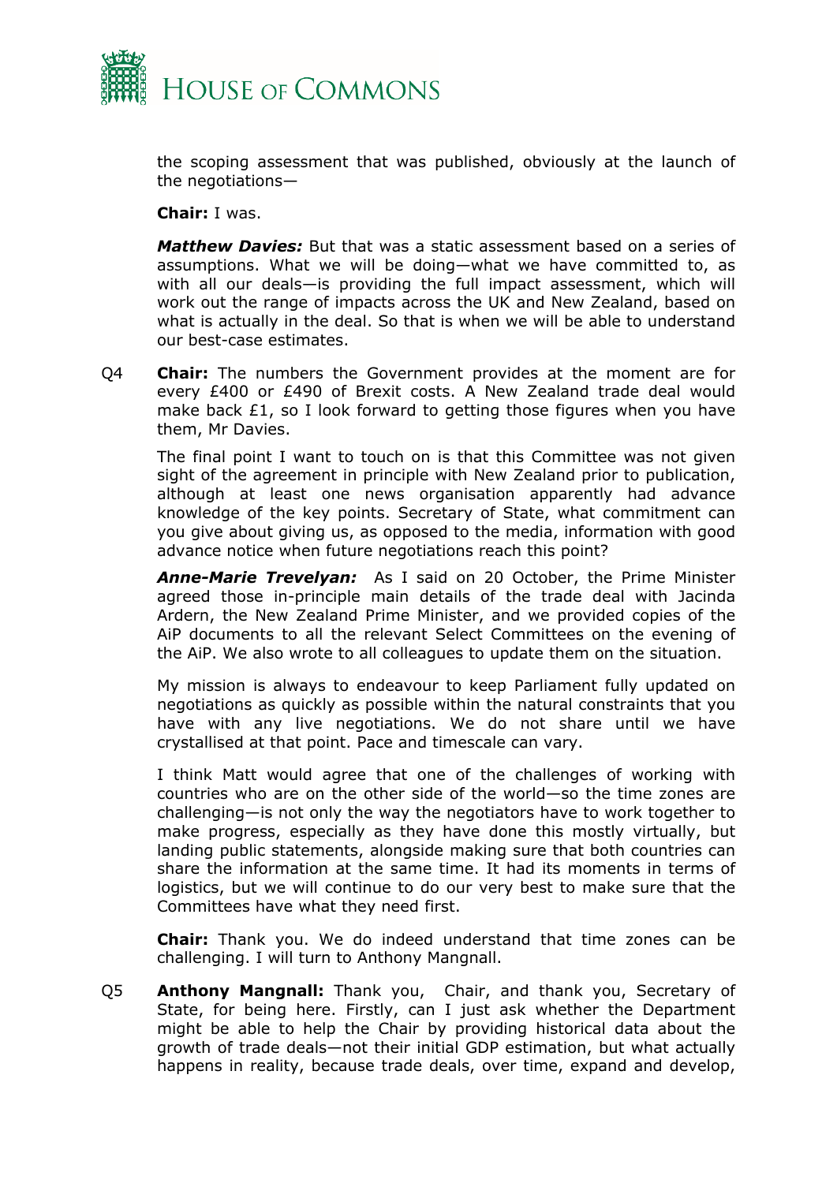the scoping assessment that was published, obviously at the launch of the negotiations—

**Chair:** I was.

***Matthew Davies:*** But that was a static assessment based on a series of assumptions. What we will be doing—what we have committed to, as with all our deals—is providing the full impact assessment, which will work out the range of impacts across the UK and New Zealand, based on what is actually in the deal. So that is when we will be able to understand our best-case estimates.

Q4 **Chair:** The numbers the Government provides at the moment are for every £400 or £490 of Brexit costs. A New Zealand trade deal would make back £1, so I look forward to getting those figures when you have them, Mr Davies.

The final point I want to touch on is that this Committee was not given sight of the agreement in principle with New Zealand prior to publication, although at least one news organisation apparently had advance knowledge of the key points. Secretary of State, what commitment can you give about giving us, as opposed to the media, information with good advance notice when future negotiations reach this point?

***Anne-Marie Trevelyan:*** As I said on 20 October, the Prime Minister agreed those in-principle main details of the trade deal with Jacinda Ardern, the New Zealand Prime Minister, and we provided copies of the AiP documents to all the relevant Select Committees on the evening of the AiP. We also wrote to all colleagues to update them on the situation.

My mission is always to endeavour to keep Parliament fully updated on negotiations as quickly as possible within the natural constraints that you have with any live negotiations. We do not share until we have crystallised at that point. Pace and timescale can vary.

I think Matt would agree that one of the challenges of working with countries who are on the other side of the world—so the time zones are challenging—is not only the way the negotiators have to work together to make progress, especially as they have done this mostly virtually, but landing public statements, alongside making sure that both countries can share the information at the same time. It had its moments in terms of logistics, but we will continue to do our very best to make sure that the Committees have what they need first.

**Chair:** Thank you. We do indeed understand that time zones can be challenging. I will turn to Anthony Mangnall.

Q5 **Anthony Mangnall:** Thank you, Chair, and thank you, Secretary of State, for being here. Firstly, can I just ask whether the Department might be able to help the Chair by providing historical data about the growth of trade deals—not their initial GDP estimation, but what actually happens in reality, because trade deals, over time, expand and develop,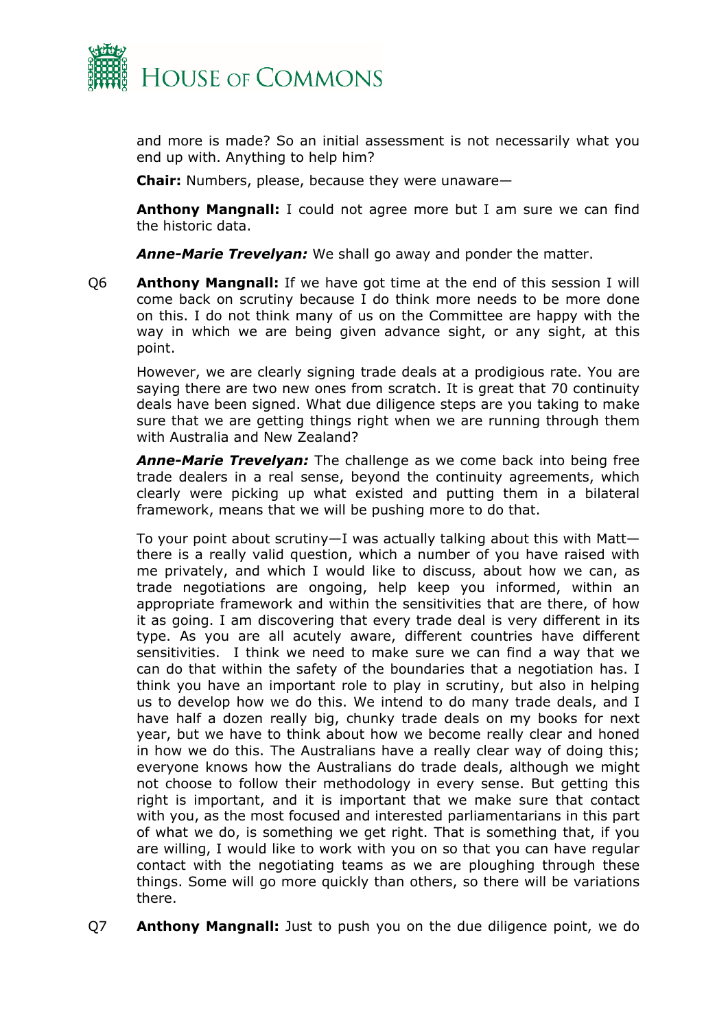and more is made? So an initial assessment is not necessarily what you end up with. Anything to help him?

**Chair:** Numbers, please, because they were unaware—

**Anthony Mangnall:** I could not agree more but I am sure we can find the historic data.

***Anne-Marie Trevelyan:*** We shall go away and ponder the matter.

Q6 **Anthony Mangnall:** If we have got time at the end of this session I will come back on scrutiny because I do think more needs to be more done on this. I do not think many of us on the Committee are happy with the way in which we are being given advance sight, or any sight, at this point.

However, we are clearly signing trade deals at a prodigious rate. You are saying there are two new ones from scratch. It is great that 70 continuity deals have been signed. What due diligence steps are you taking to make sure that we are getting things right when we are running through them with Australia and New Zealand?

***Anne-Marie Trevelyan:*** The challenge as we come back into being free trade dealers in a real sense, beyond the continuity agreements, which clearly were picking up what existed and putting them in a bilateral framework, means that we will be pushing more to do that.

To your point about scrutiny—I was actually talking about this with Matt—there is a really valid question, which a number of you have raised with me privately, and which I would like to discuss, about how we can, as trade negotiations are ongoing, help keep you informed, within an appropriate framework and within the sensitivities that are there, of how it as going. I am discovering that every trade deal is very different in its type. As you are all acutely aware, different countries have different sensitivities. I think we need to make sure we can find a way that we can do that within the safety of the boundaries that a negotiation has. I think you have an important role to play in scrutiny, but also in helping us to develop how we do this. We intend to do many trade deals, and I have half a dozen really big, chunky trade deals on my books for next year, but we have to think about how we become really clear and honed in how we do this. The Australians have a really clear way of doing this; everyone knows how the Australians do trade deals, although we might not choose to follow their methodology in every sense. But getting this right is important, and it is important that we make sure that contact with you, as the most focused and interested parliamentarians in this part of what we do, is something we get right. That is something that, if you are willing, I would like to work with you on so that you can have regular contact with the negotiating teams as we are ploughing through these things. Some will go more quickly than others, so there will be variations there.

Q7 **Anthony Mangnall:** Just to push you on the due diligence point, we do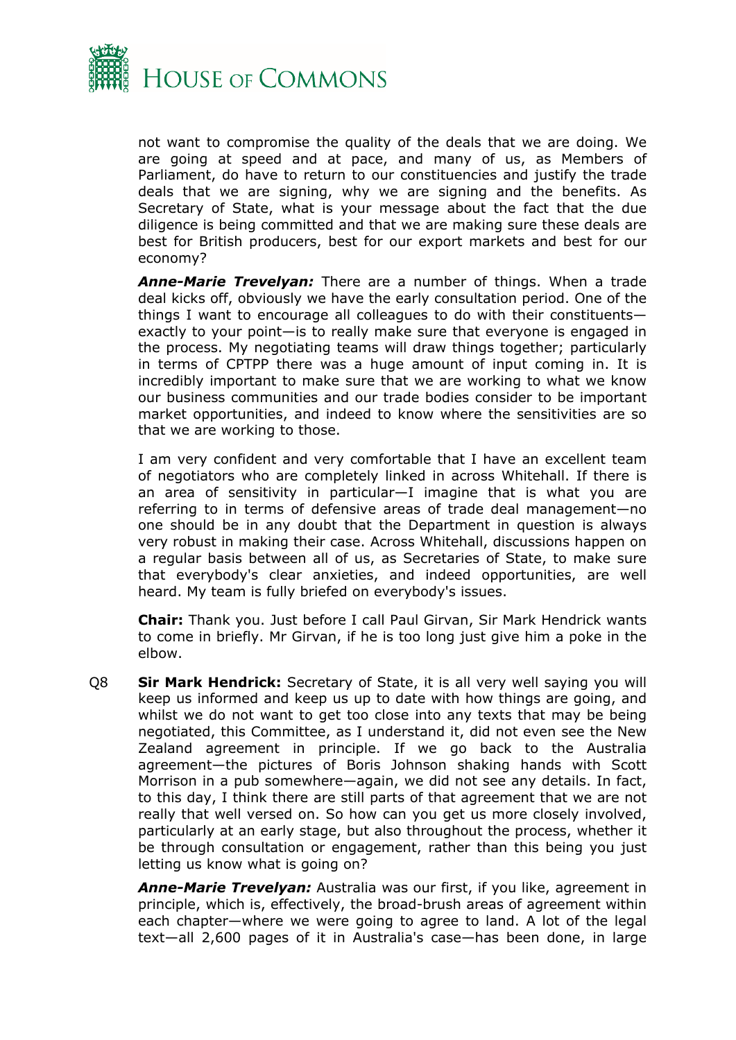not want to compromise the quality of the deals that we are doing. We are going at speed and at pace, and many of us, as Members of Parliament, do have to return to our constituencies and justify the trade deals that we are signing, why we are signing and the benefits. As Secretary of State, what is your message about the fact that the due diligence is being committed and that we are making sure these deals are best for British producers, best for our export markets and best for our economy?

***Anne-Marie Trevelyan:*** There are a number of things. When a trade deal kicks off, obviously we have the early consultation period. One of the things I want to encourage all colleagues to do with their constituents—exactly to your point—is to really make sure that everyone is engaged in the process. My negotiating teams will draw things together; particularly in terms of CPTPP there was a huge amount of input coming in. It is incredibly important to make sure that we are working to what we know our business communities and our trade bodies consider to be important market opportunities, and indeed to know where the sensitivities are so that we are working to those.

I am very confident and very comfortable that I have an excellent team of negotiators who are completely linked in across Whitehall. If there is an area of sensitivity in particular—I imagine that is what you are referring to in terms of defensive areas of trade deal management—no one should be in any doubt that the Department in question is always very robust in making their case. Across Whitehall, discussions happen on a regular basis between all of us, as Secretaries of State, to make sure that everybody's clear anxieties, and indeed opportunities, are well heard. My team is fully briefed on everybody's issues.

**Chair:** Thank you. Just before I call Paul Girvan, Sir Mark Hendrick wants to come in briefly. Mr Girvan, if he is too long just give him a poke in the elbow.

Q8 **Sir Mark Hendrick:** Secretary of State, it is all very well saying you will keep us informed and keep us up to date with how things are going, and whilst we do not want to get too close into any texts that may be being negotiated, this Committee, as I understand it, did not even see the New Zealand agreement in principle. If we go back to the Australia agreement—the pictures of Boris Johnson shaking hands with Scott Morrison in a pub somewhere—again, we did not see any details. In fact, to this day, I think there are still parts of that agreement that we are not really that well versed on. So how can you get us more closely involved, particularly at an early stage, but also throughout the process, whether it be through consultation or engagement, rather than this being you just letting us know what is going on?

***Anne-Marie Trevelyan:*** Australia was our first, if you like, agreement in principle, which is, effectively, the broad-brush areas of agreement within each chapter—where we were going to agree to land. A lot of the legal text—all 2,600 pages of it in Australia's case—has been done, in large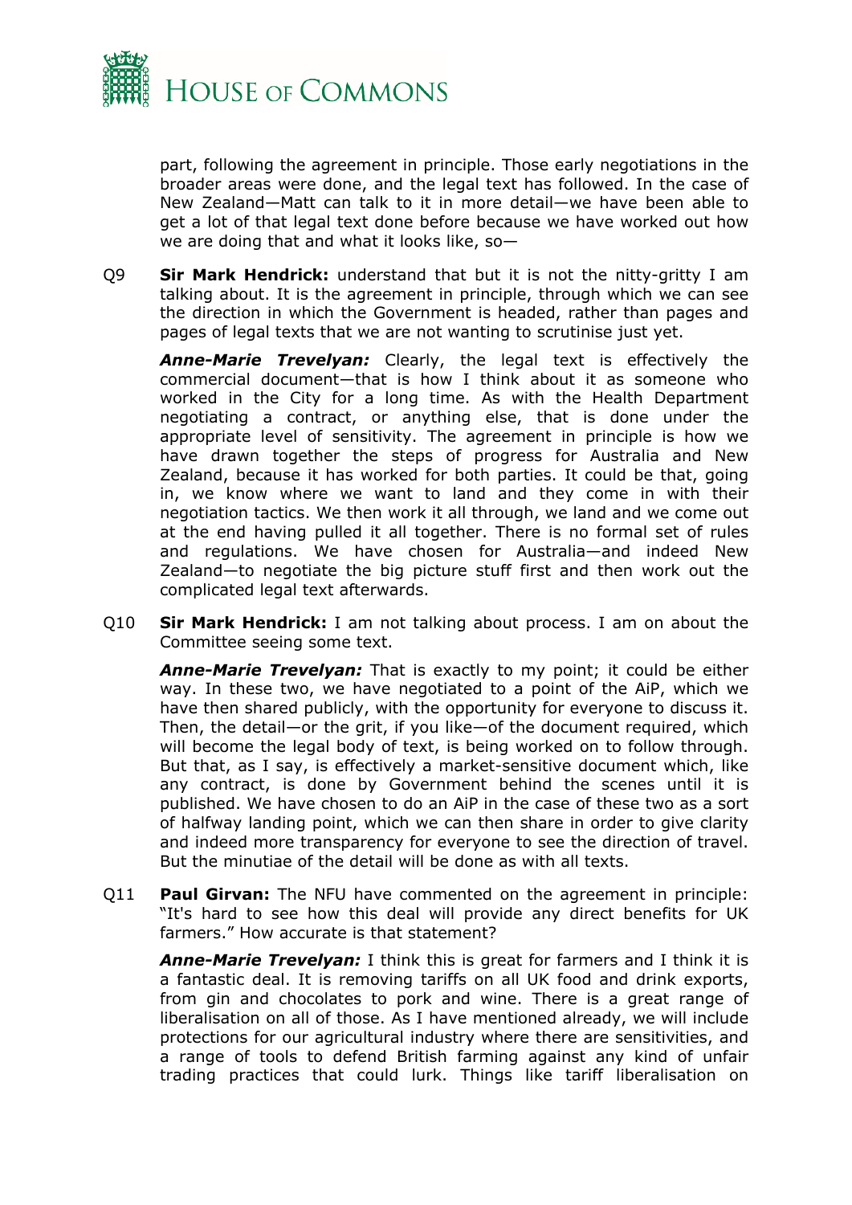part, following the agreement in principle. Those early negotiations in the broader areas were done, and the legal text has followed. In the case of New Zealand—Matt can talk to it in more detail—we have been able to get a lot of that legal text done before because we have worked out how we are doing that and what it looks like, so—

Q9 **Sir Mark Hendrick:** understand that but it is not the nitty-gritty I am talking about. It is the agreement in principle, through which we can see the direction in which the Government is headed, rather than pages and pages of legal texts that we are not wanting to scrutinise just yet.

***Anne-Marie Trevelyan:*** Clearly, the legal text is effectively the commercial document—that is how I think about it as someone who worked in the City for a long time. As with the Health Department negotiating a contract, or anything else, that is done under the appropriate level of sensitivity. The agreement in principle is how we have drawn together the steps of progress for Australia and New Zealand, because it has worked for both parties. It could be that, going in, we know where we want to land and they come in with their negotiation tactics. We then work it all through, we land and we come out at the end having pulled it all together. There is no formal set of rules and regulations. We have chosen for Australia—and indeed New Zealand—to negotiate the big picture stuff first and then work out the complicated legal text afterwards.

Q10 **Sir Mark Hendrick:** I am not talking about process. I am on about the Committee seeing some text.

***Anne-Marie Trevelyan:*** That is exactly to my point; it could be either way. In these two, we have negotiated to a point of the AiP, which we have then shared publicly, with the opportunity for everyone to discuss it. Then, the detail—or the grit, if you like—of the document required, which will become the legal body of text, is being worked on to follow through. But that, as I say, is effectively a market-sensitive document which, like any contract, is done by Government behind the scenes until it is published. We have chosen to do an AiP in the case of these two as a sort of halfway landing point, which we can then share in order to give clarity and indeed more transparency for everyone to see the direction of travel. But the minutiae of the detail will be done as with all texts.

Q11 **Paul Girvan:** The NFU have commented on the agreement in principle: "It's hard to see how this deal will provide any direct benefits for UK farmers." How accurate is that statement?

***Anne-Marie Trevelyan:*** I think this is great for farmers and I think it is a fantastic deal. It is removing tariffs on all UK food and drink exports, from gin and chocolates to pork and wine. There is a great range of liberalisation on all of those. As I have mentioned already, we will include protections for our agricultural industry where there are sensitivities, and a range of tools to defend British farming against any kind of unfair trading practices that could lurk. Things like tariff liberalisation on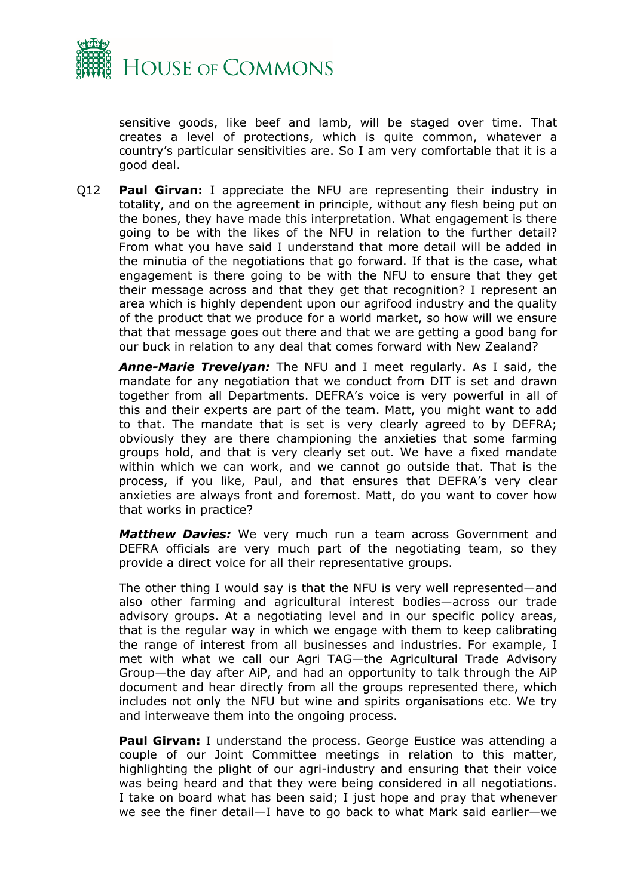sensitive goods, like beef and lamb, will be staged over time. That creates a level of protections, which is quite common, whatever a country's particular sensitivities are. So I am very comfortable that it is a good deal.

Q12 **Paul Girvan:** I appreciate the NFU are representing their industry in totality, and on the agreement in principle, without any flesh being put on the bones, they have made this interpretation. What engagement is there going to be with the likes of the NFU in relation to the further detail? From what you have said I understand that more detail will be added in the minutia of the negotiations that go forward. If that is the case, what engagement is there going to be with the NFU to ensure that they get their message across and that they get that recognition? I represent an area which is highly dependent upon our agrifood industry and the quality of the product that we produce for a world market, so how will we ensure that that message goes out there and that we are getting a good bang for our buck in relation to any deal that comes forward with New Zealand?

***Anne-Marie Trevelyan:*** The NFU and I meet regularly. As I said, the mandate for any negotiation that we conduct from DIT is set and drawn together from all Departments. DEFRA's voice is very powerful in all of this and their experts are part of the team. Matt, you might want to add to that. The mandate that is set is very clearly agreed to by DEFRA; obviously they are there championing the anxieties that some farming groups hold, and that is very clearly set out. We have a fixed mandate within which we can work, and we cannot go outside that. That is the process, if you like, Paul, and that ensures that DEFRA's very clear anxieties are always front and foremost. Matt, do you want to cover how that works in practice?

***Matthew Davies:*** We very much run a team across Government and DEFRA officials are very much part of the negotiating team, so they provide a direct voice for all their representative groups.

The other thing I would say is that the NFU is very well represented—and also other farming and agricultural interest bodies—across our trade advisory groups. At a negotiating level and in our specific policy areas, that is the regular way in which we engage with them to keep calibrating the range of interest from all businesses and industries. For example, I met with what we call our Agri TAG—the Agricultural Trade Advisory Group—the day after AiP, and had an opportunity to talk through the AiP document and hear directly from all the groups represented there, which includes not only the NFU but wine and spirits organisations etc. We try and interweave them into the ongoing process.

**Paul Girvan:** I understand the process. George Eustice was attending a couple of our Joint Committee meetings in relation to this matter, highlighting the plight of our agri-industry and ensuring that their voice was being heard and that they were being considered in all negotiations. I take on board what has been said; I just hope and pray that whenever we see the finer detail—I have to go back to what Mark said earlier—we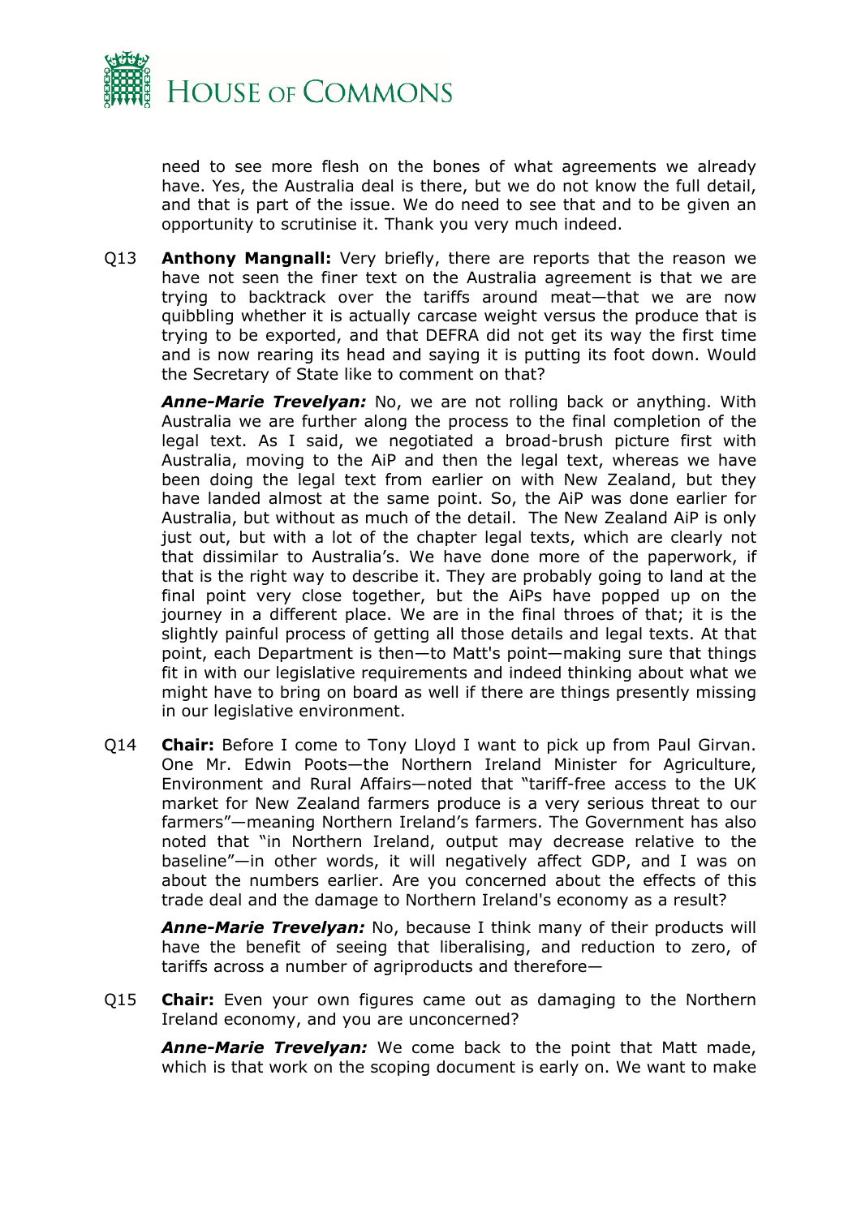need to see more flesh on the bones of what agreements we already have. Yes, the Australia deal is there, but we do not know the full detail, and that is part of the issue. We do need to see that and to be given an opportunity to scrutinise it. Thank you very much indeed.

Q13 **Anthony Mangnall:** Very briefly, there are reports that the reason we have not seen the finer text on the Australia agreement is that we are trying to backtrack over the tariffs around meat—that we are now quibbling whether it is actually carcase weight versus the produce that is trying to be exported, and that DEFRA did not get its way the first time and is now rearing its head and saying it is putting its foot down. Would the Secretary of State like to comment on that?

***Anne-Marie Trevelyan:*** No, we are not rolling back or anything. With Australia we are further along the process to the final completion of the legal text. As I said, we negotiated a broad-brush picture first with Australia, moving to the AiP and then the legal text, whereas we have been doing the legal text from earlier on with New Zealand, but they have landed almost at the same point. So, the AiP was done earlier for Australia, but without as much of the detail. The New Zealand AiP is only just out, but with a lot of the chapter legal texts, which are clearly not that dissimilar to Australia's. We have done more of the paperwork, if that is the right way to describe it. They are probably going to land at the final point very close together, but the AiPs have popped up on the journey in a different place. We are in the final throes of that; it is the slightly painful process of getting all those details and legal texts. At that point, each Department is then—to Matt's point—making sure that things fit in with our legislative requirements and indeed thinking about what we might have to bring on board as well if there are things presently missing in our legislative environment.

Q14 **Chair:** Before I come to Tony Lloyd I want to pick up from Paul Girvan. One Mr. Edwin Poots—the Northern Ireland Minister for Agriculture, Environment and Rural Affairs—noted that "tariff-free access to the UK market for New Zealand farmers produce is a very serious threat to our farmers"—meaning Northern Ireland's farmers. The Government has also noted that "in Northern Ireland, output may decrease relative to the baseline"—in other words, it will negatively affect GDP, and I was on about the numbers earlier. Are you concerned about the effects of this trade deal and the damage to Northern Ireland's economy as a result?

***Anne-Marie Trevelyan:*** No, because I think many of their products will have the benefit of seeing that liberalising, and reduction to zero, of tariffs across a number of agriproducts and therefore—

Q15 **Chair:** Even your own figures came out as damaging to the Northern Ireland economy, and you are unconcerned?

***Anne-Marie Trevelyan:*** We come back to the point that Matt made, which is that work on the scoping document is early on. We want to make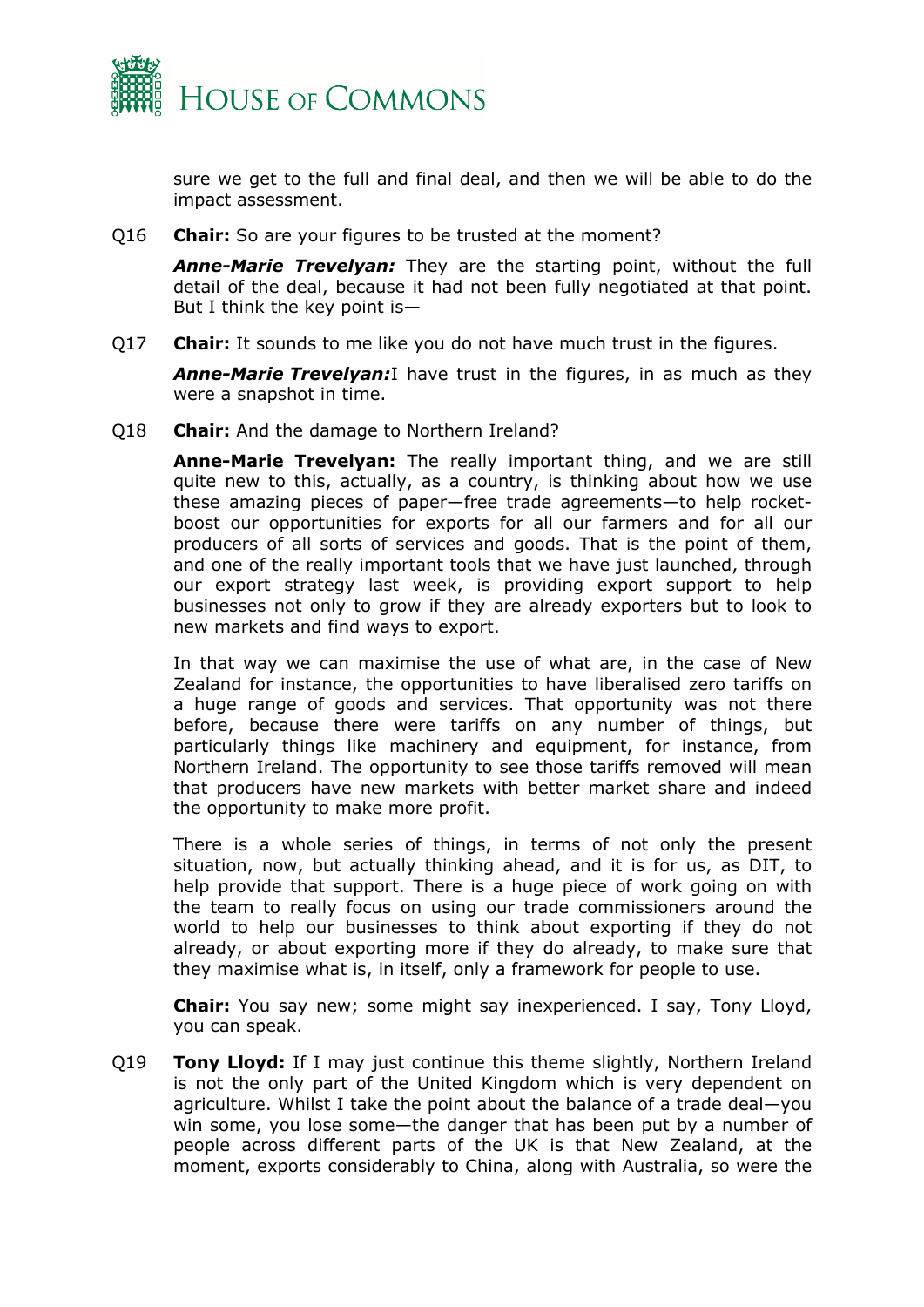sure we get to the full and final deal, and then we will be able to do the impact assessment.

Q16 **Chair:** So are your figures to be trusted at the moment?

***Anne-Marie Trevelyan:*** They are the starting point, without the full detail of the deal, because it had not been fully negotiated at that point. But I think the key point is—

Q17 **Chair:** It sounds to me like you do not have much trust in the figures.

***Anne-Marie Trevelyan:***I have trust in the figures, in as much as they were a snapshot in time.

Q18 **Chair:** And the damage to Northern Ireland?

**Anne-Marie Trevelyan:** The really important thing, and we are still quite new to this, actually, as a country, is thinking about how we use these amazing pieces of paper—free trade agreements—to help rocket-boost our opportunities for exports for all our farmers and for all our producers of all sorts of services and goods. That is the point of them, and one of the really important tools that we have just launched, through our export strategy last week, is providing export support to help businesses not only to grow if they are already exporters but to look to new markets and find ways to export.

In that way we can maximise the use of what are, in the case of New Zealand for instance, the opportunities to have liberalised zero tariffs on a huge range of goods and services. That opportunity was not there before, because there were tariffs on any number of things, but particularly things like machinery and equipment, for instance, from Northern Ireland. The opportunity to see those tariffs removed will mean that producers have new markets with better market share and indeed the opportunity to make more profit.

There is a whole series of things, in terms of not only the present situation, now, but actually thinking ahead, and it is for us, as DIT, to help provide that support. There is a huge piece of work going on with the team to really focus on using our trade commissioners around the world to help our businesses to think about exporting if they do not already, or about exporting more if they do already, to make sure that they maximise what is, in itself, only a framework for people to use.

**Chair:** You say new; some might say inexperienced. I say, Tony Lloyd, you can speak.

Q19 **Tony Lloyd:** If I may just continue this theme slightly, Northern Ireland is not the only part of the United Kingdom which is very dependent on agriculture. Whilst I take the point about the balance of a trade deal—you win some, you lose some—the danger that has been put by a number of people across different parts of the UK is that New Zealand, at the moment, exports considerably to China, along with Australia, so were the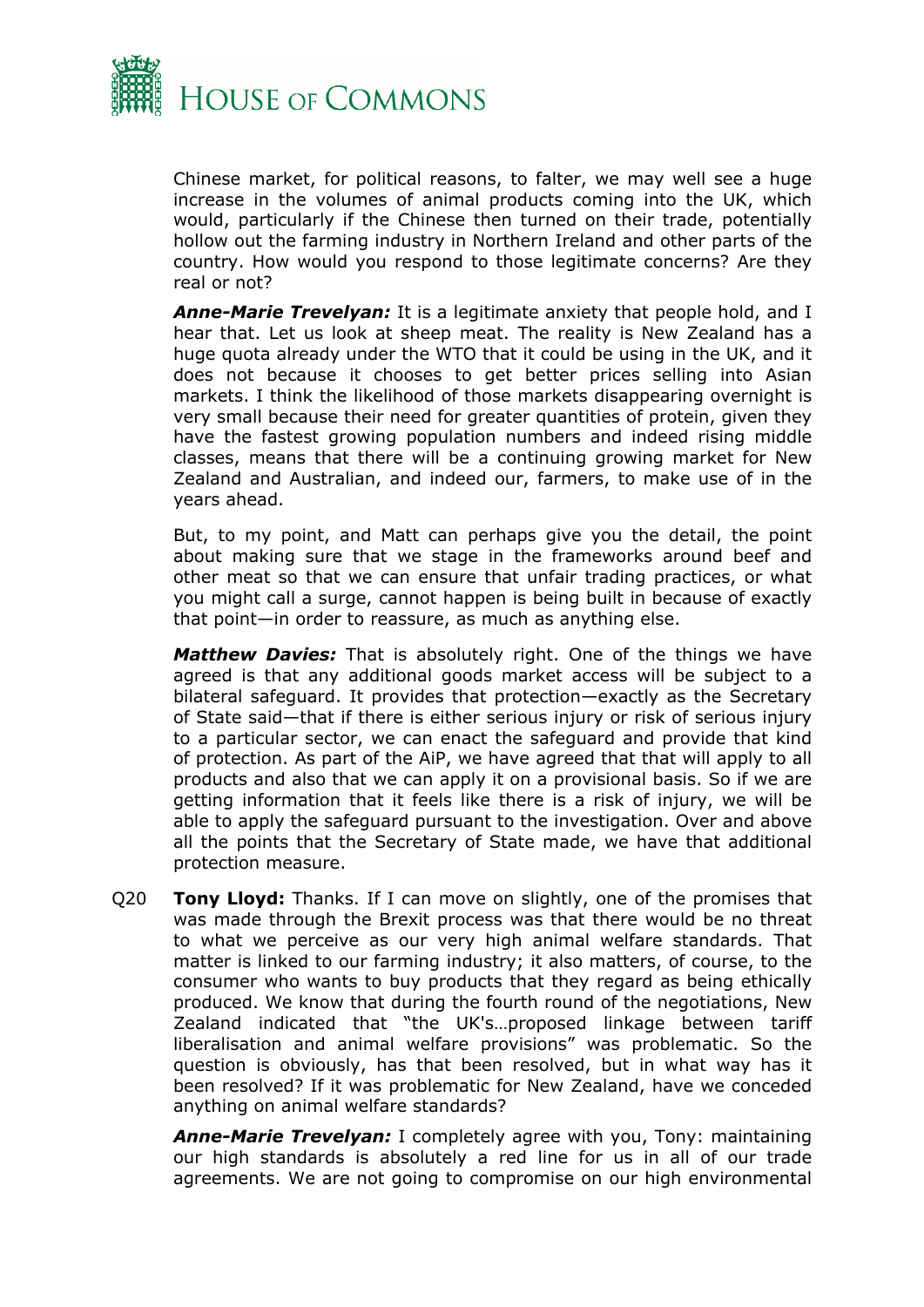Chinese market, for political reasons, to falter, we may well see a huge increase in the volumes of animal products coming into the UK, which would, particularly if the Chinese then turned on their trade, potentially hollow out the farming industry in Northern Ireland and other parts of the country. How would you respond to those legitimate concerns? Are they real or not?

***Anne-Marie Trevelyan:*** It is a legitimate anxiety that people hold, and I hear that. Let us look at sheep meat. The reality is New Zealand has a huge quota already under the WTO that it could be using in the UK, and it does not because it chooses to get better prices selling into Asian markets. I think the likelihood of those markets disappearing overnight is very small because their need for greater quantities of protein, given they have the fastest growing population numbers and indeed rising middle classes, means that there will be a continuing growing market for New Zealand and Australian, and indeed our, farmers, to make use of in the years ahead.

But, to my point, and Matt can perhaps give you the detail, the point about making sure that we stage in the frameworks around beef and other meat so that we can ensure that unfair trading practices, or what you might call a surge, cannot happen is being built in because of exactly that point—in order to reassure, as much as anything else.

***Matthew Davies:*** That is absolutely right. One of the things we have agreed is that any additional goods market access will be subject to a bilateral safeguard. It provides that protection—exactly as the Secretary of State said—that if there is either serious injury or risk of serious injury to a particular sector, we can enact the safeguard and provide that kind of protection. As part of the AiP, we have agreed that that will apply to all products and also that we can apply it on a provisional basis. So if we are getting information that it feels like there is a risk of injury, we will be able to apply the safeguard pursuant to the investigation. Over and above all the points that the Secretary of State made, we have that additional protection measure.

Q20 **Tony Lloyd:** Thanks. If I can move on slightly, one of the promises that was made through the Brexit process was that there would be no threat to what we perceive as our very high animal welfare standards. That matter is linked to our farming industry; it also matters, of course, to the consumer who wants to buy products that they regard as being ethically produced. We know that during the fourth round of the negotiations, New Zealand indicated that "the UK's…proposed linkage between tariff liberalisation and animal welfare provisions" was problematic. So the question is obviously, has that been resolved, but in what way has it been resolved? If it was problematic for New Zealand, have we conceded anything on animal welfare standards?

***Anne-Marie Trevelyan:*** I completely agree with you, Tony: maintaining our high standards is absolutely a red line for us in all of our trade agreements. We are not going to compromise on our high environmental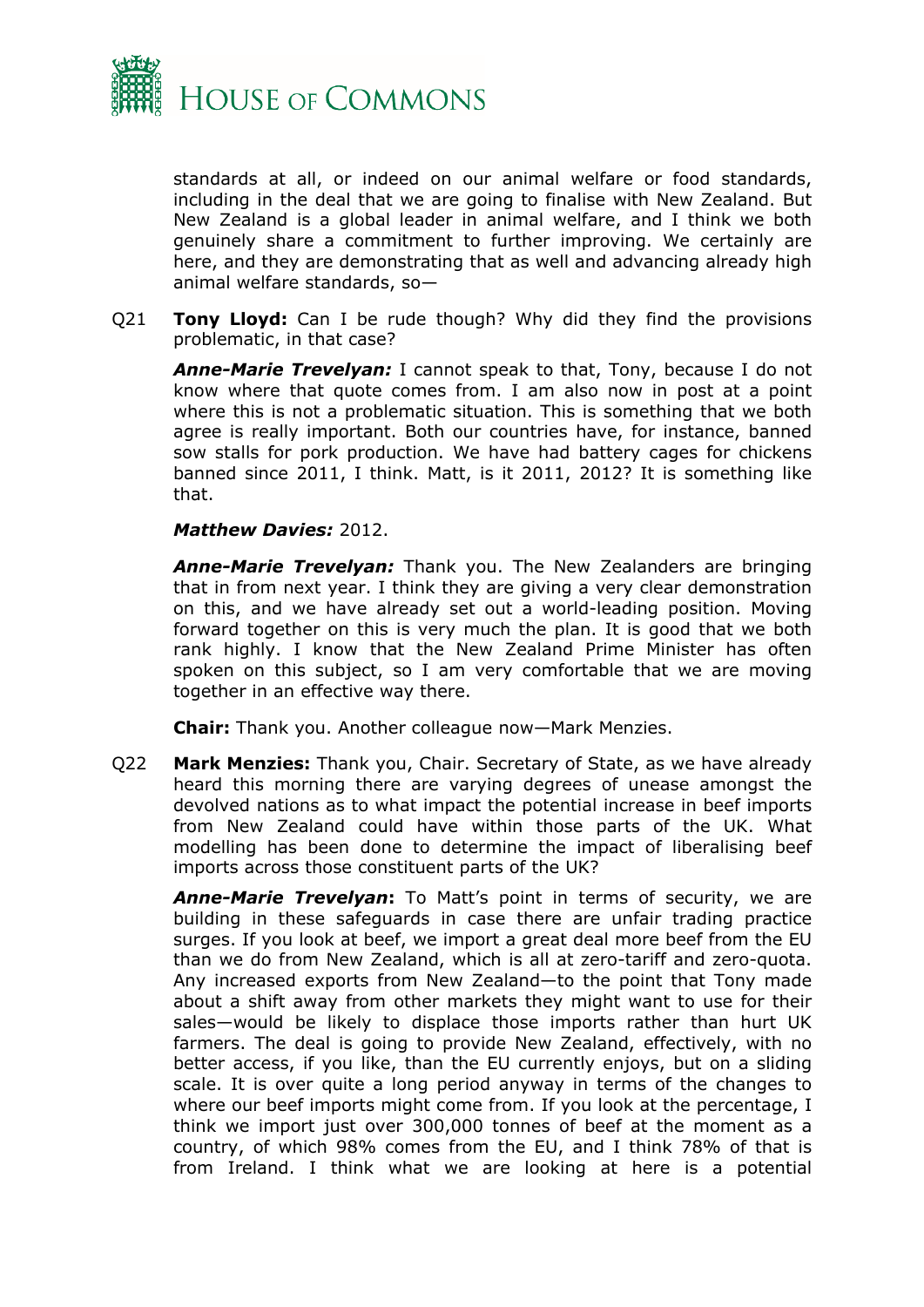standards at all, or indeed on our animal welfare or food standards, including in the deal that we are going to finalise with New Zealand. But New Zealand is a global leader in animal welfare, and I think we both genuinely share a commitment to further improving. We certainly are here, and they are demonstrating that as well and advancing already high animal welfare standards, so—

Q21 **Tony Lloyd:** Can I be rude though? Why did they find the provisions problematic, in that case?

***Anne-Marie Trevelyan:*** I cannot speak to that, Tony, because I do not know where that quote comes from. I am also now in post at a point where this is not a problematic situation. This is something that we both agree is really important. Both our countries have, for instance, banned sow stalls for pork production. We have had battery cages for chickens banned since 2011, I think. Matt, is it 2011, 2012? It is something like that.

***Matthew Davies:*** 2012.

***Anne-Marie Trevelyan:*** Thank you. The New Zealanders are bringing that in from next year. I think they are giving a very clear demonstration on this, and we have already set out a world-leading position. Moving forward together on this is very much the plan. It is good that we both rank highly. I know that the New Zealand Prime Minister has often spoken on this subject, so I am very comfortable that we are moving together in an effective way there.

**Chair:** Thank you. Another colleague now—Mark Menzies.

Q22 **Mark Menzies:** Thank you, Chair. Secretary of State, as we have already heard this morning there are varying degrees of unease amongst the devolved nations as to what impact the potential increase in beef imports from New Zealand could have within those parts of the UK. What modelling has been done to determine the impact of liberalising beef imports across those constituent parts of the UK?

***Anne-Marie Trevelyan*:** To Matt's point in terms of security, we are building in these safeguards in case there are unfair trading practice surges. If you look at beef, we import a great deal more beef from the EU than we do from New Zealand, which is all at zero-tariff and zero-quota. Any increased exports from New Zealand—to the point that Tony made about a shift away from other markets they might want to use for their sales—would be likely to displace those imports rather than hurt UK farmers. The deal is going to provide New Zealand, effectively, with no better access, if you like, than the EU currently enjoys, but on a sliding scale. It is over quite a long period anyway in terms of the changes to where our beef imports might come from. If you look at the percentage, I think we import just over 300,000 tonnes of beef at the moment as a country, of which 98% comes from the EU, and I think 78% of that is from Ireland. I think what we are looking at here is a potential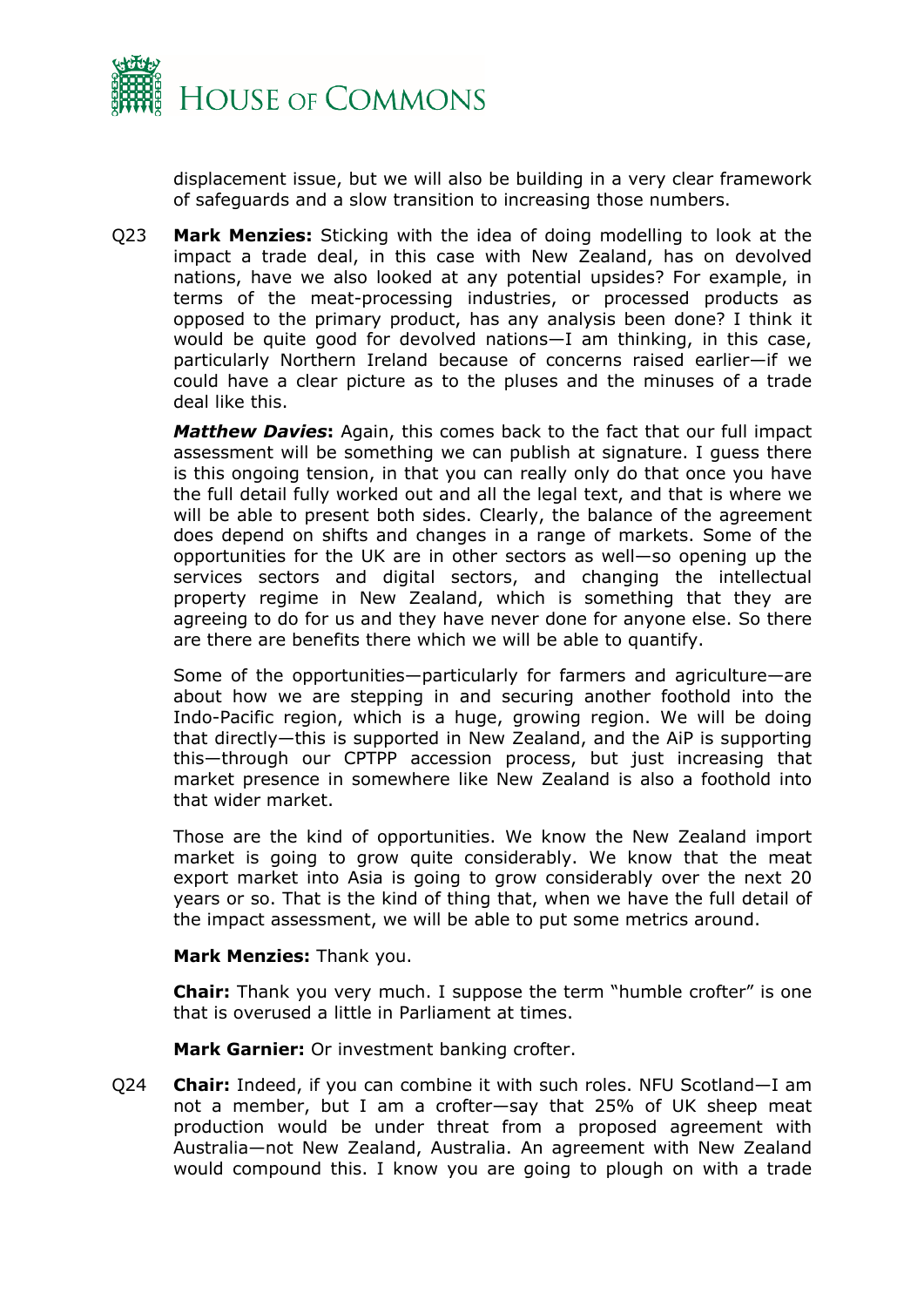displacement issue, but we will also be building in a very clear framework of safeguards and a slow transition to increasing those numbers.

Q23 **Mark Menzies:** Sticking with the idea of doing modelling to look at the impact a trade deal, in this case with New Zealand, has on devolved nations, have we also looked at any potential upsides? For example, in terms of the meat-processing industries, or processed products as opposed to the primary product, has any analysis been done? I think it would be quite good for devolved nations—I am thinking, in this case, particularly Northern Ireland because of concerns raised earlier—if we could have a clear picture as to the pluses and the minuses of a trade deal like this.

***Matthew Davies*:** Again, this comes back to the fact that our full impact assessment will be something we can publish at signature. I guess there is this ongoing tension, in that you can really only do that once you have the full detail fully worked out and all the legal text, and that is where we will be able to present both sides. Clearly, the balance of the agreement does depend on shifts and changes in a range of markets. Some of the opportunities for the UK are in other sectors as well—so opening up the services sectors and digital sectors, and changing the intellectual property regime in New Zealand, which is something that they are agreeing to do for us and they have never done for anyone else. So there are there are benefits there which we will be able to quantify.

Some of the opportunities—particularly for farmers and agriculture—are about how we are stepping in and securing another foothold into the Indo-Pacific region, which is a huge, growing region. We will be doing that directly—this is supported in New Zealand, and the AiP is supporting this—through our CPTPP accession process, but just increasing that market presence in somewhere like New Zealand is also a foothold into that wider market.

Those are the kind of opportunities. We know the New Zealand import market is going to grow quite considerably. We know that the meat export market into Asia is going to grow considerably over the next 20 years or so. That is the kind of thing that, when we have the full detail of the impact assessment, we will be able to put some metrics around.

**Mark Menzies:** Thank you.

**Chair:** Thank you very much. I suppose the term "humble crofter" is one that is overused a little in Parliament at times.

**Mark Garnier:** Or investment banking crofter.

Q24 **Chair:** Indeed, if you can combine it with such roles. NFU Scotland—I am not a member, but I am a crofter—say that 25% of UK sheep meat production would be under threat from a proposed agreement with Australia—not New Zealand, Australia. An agreement with New Zealand would compound this. I know you are going to plough on with a trade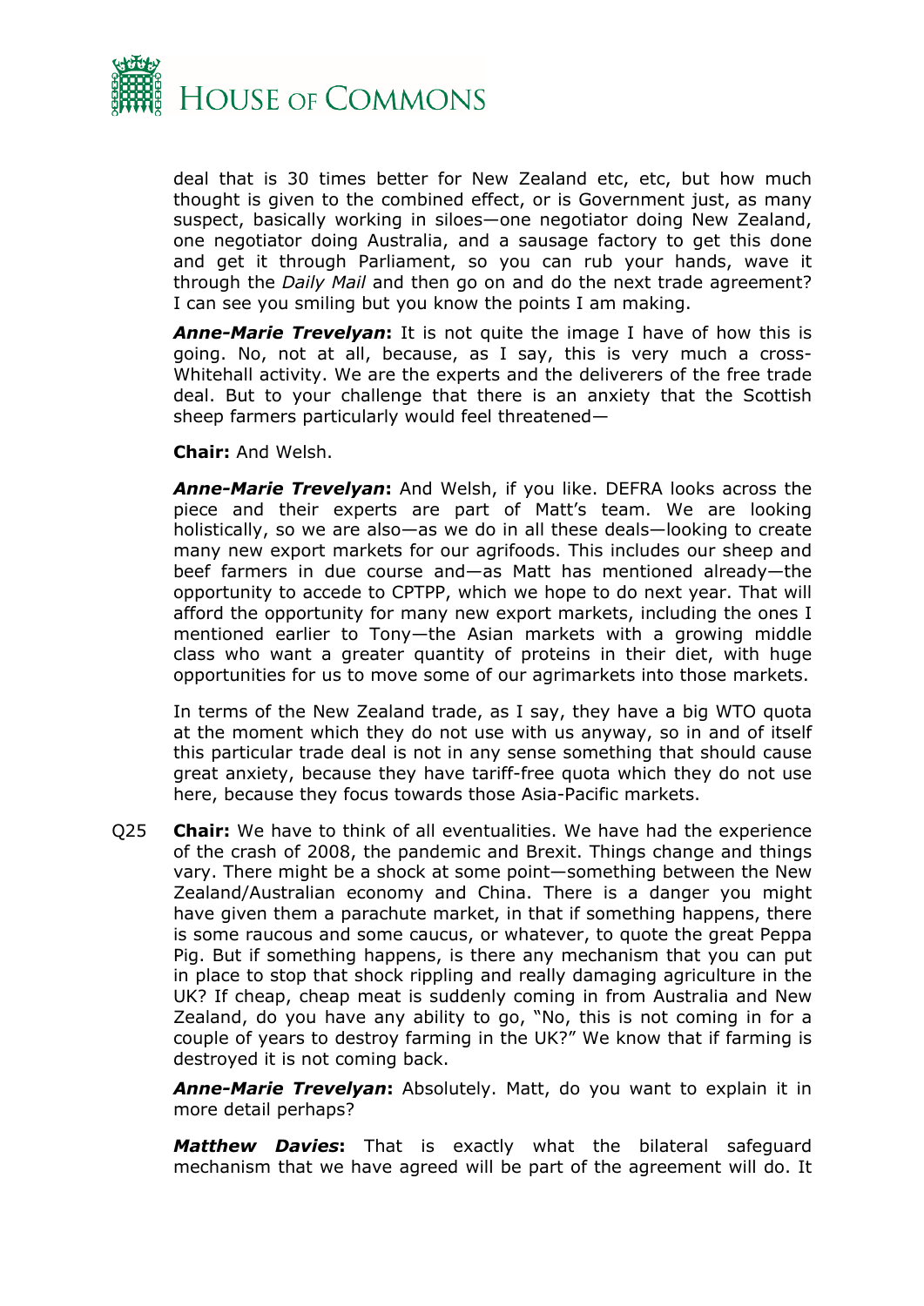deal that is 30 times better for New Zealand etc, etc, but how much thought is given to the combined effect, or is Government just, as many suspect, basically working in siloes—one negotiator doing New Zealand, one negotiator doing Australia, and a sausage factory to get this done and get it through Parliament, so you can rub your hands, wave it through the *Daily Mail* and then go on and do the next trade agreement? I can see you smiling but you know the points I am making.

***Anne-Marie Trevelyan*:** It is not quite the image I have of how this is going. No, not at all, because, as I say, this is very much a cross-Whitehall activity. We are the experts and the deliverers of the free trade deal. But to your challenge that there is an anxiety that the Scottish sheep farmers particularly would feel threatened—

**Chair:** And Welsh.

***Anne-Marie Trevelyan*:** And Welsh, if you like. DEFRA looks across the piece and their experts are part of Matt's team. We are looking holistically, so we are also—as we do in all these deals—looking to create many new export markets for our agrifoods. This includes our sheep and beef farmers in due course and—as Matt has mentioned already—the opportunity to accede to CPTPP, which we hope to do next year. That will afford the opportunity for many new export markets, including the ones I mentioned earlier to Tony—the Asian markets with a growing middle class who want a greater quantity of proteins in their diet, with huge opportunities for us to move some of our agrimarkets into those markets.

In terms of the New Zealand trade, as I say, they have a big WTO quota at the moment which they do not use with us anyway, so in and of itself this particular trade deal is not in any sense something that should cause great anxiety, because they have tariff-free quota which they do not use here, because they focus towards those Asia-Pacific markets.

Q25 **Chair:** We have to think of all eventualities. We have had the experience of the crash of 2008, the pandemic and Brexit. Things change and things vary. There might be a shock at some point—something between the New Zealand/Australian economy and China. There is a danger you might have given them a parachute market, in that if something happens, there is some raucous and some caucus, or whatever, to quote the great Peppa Pig. But if something happens, is there any mechanism that you can put in place to stop that shock rippling and really damaging agriculture in the UK? If cheap, cheap meat is suddenly coming in from Australia and New Zealand, do you have any ability to go, "No, this is not coming in for a couple of years to destroy farming in the UK?" We know that if farming is destroyed it is not coming back.

***Anne-Marie Trevelyan*:** Absolutely. Matt, do you want to explain it in more detail perhaps?

***Matthew Davies*:** That is exactly what the bilateral safeguard mechanism that we have agreed will be part of the agreement will do. It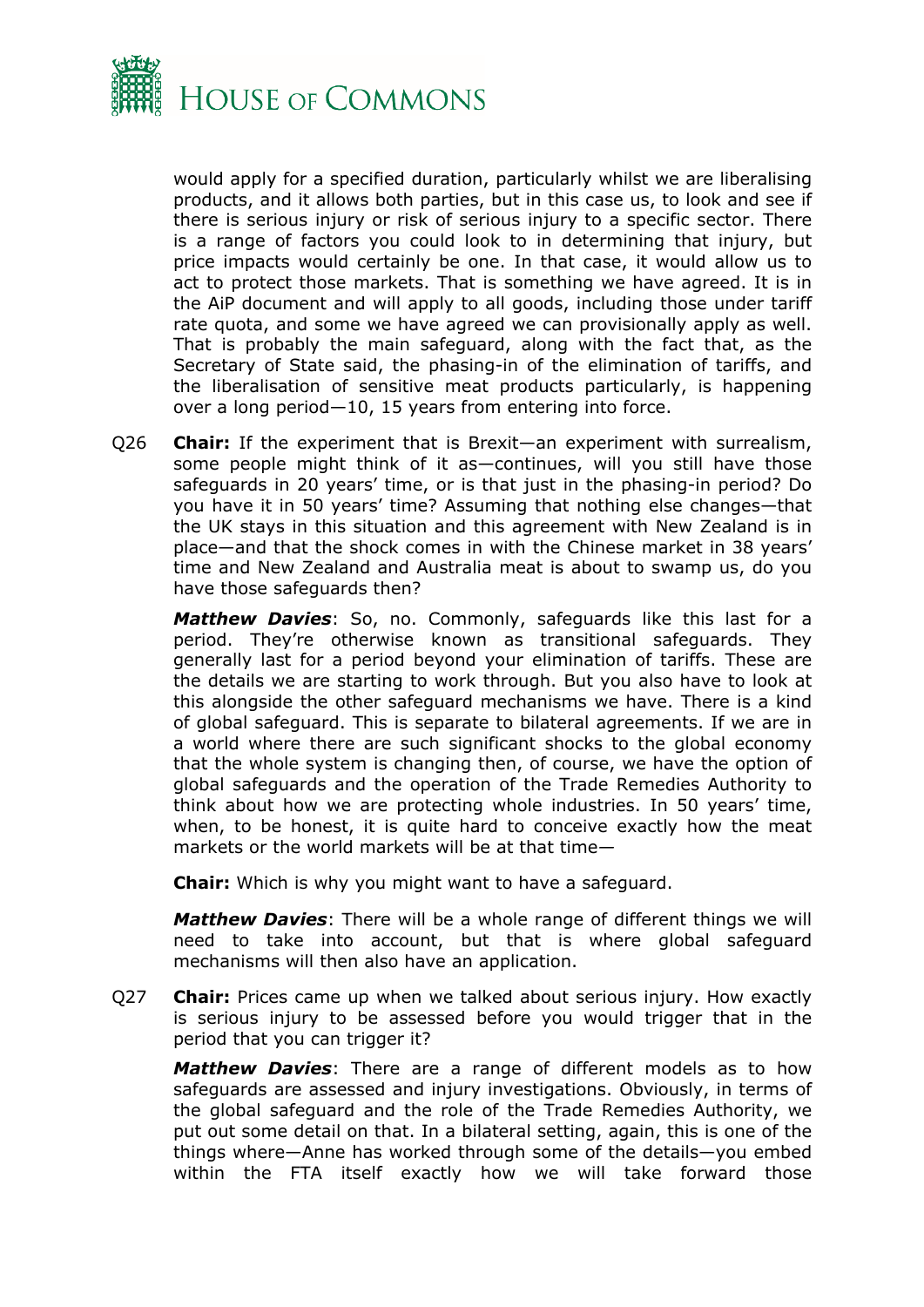would apply for a specified duration, particularly whilst we are liberalising products, and it allows both parties, but in this case us, to look and see if there is serious injury or risk of serious injury to a specific sector. There is a range of factors you could look to in determining that injury, but price impacts would certainly be one. In that case, it would allow us to act to protect those markets. That is something we have agreed. It is in the AiP document and will apply to all goods, including those under tariff rate quota, and some we have agreed we can provisionally apply as well. That is probably the main safeguard, along with the fact that, as the Secretary of State said, the phasing-in of the elimination of tariffs, and the liberalisation of sensitive meat products particularly, is happening over a long period—10, 15 years from entering into force.

Q26 **Chair:** If the experiment that is Brexit—an experiment with surrealism, some people might think of it as—continues, will you still have those safeguards in 20 years' time, or is that just in the phasing-in period? Do you have it in 50 years' time? Assuming that nothing else changes—that the UK stays in this situation and this agreement with New Zealand is in place—and that the shock comes in with the Chinese market in 38 years' time and New Zealand and Australia meat is about to swamp us, do you have those safeguards then?

***Matthew Davies***: So, no. Commonly, safeguards like this last for a period. They're otherwise known as transitional safeguards. They generally last for a period beyond your elimination of tariffs. These are the details we are starting to work through. But you also have to look at this alongside the other safeguard mechanisms we have. There is a kind of global safeguard. This is separate to bilateral agreements. If we are in a world where there are such significant shocks to the global economy that the whole system is changing then, of course, we have the option of global safeguards and the operation of the Trade Remedies Authority to think about how we are protecting whole industries. In 50 years' time, when, to be honest, it is quite hard to conceive exactly how the meat markets or the world markets will be at that time—

**Chair:** Which is why you might want to have a safeguard.

***Matthew Davies***: There will be a whole range of different things we will need to take into account, but that is where global safeguard mechanisms will then also have an application.

Q27 **Chair:** Prices came up when we talked about serious injury. How exactly is serious injury to be assessed before you would trigger that in the period that you can trigger it?

***Matthew Davies***: There are a range of different models as to how safeguards are assessed and injury investigations. Obviously, in terms of the global safeguard and the role of the Trade Remedies Authority, we put out some detail on that. In a bilateral setting, again, this is one of the things where—Anne has worked through some of the details—you embed within the FTA itself exactly how we will take forward those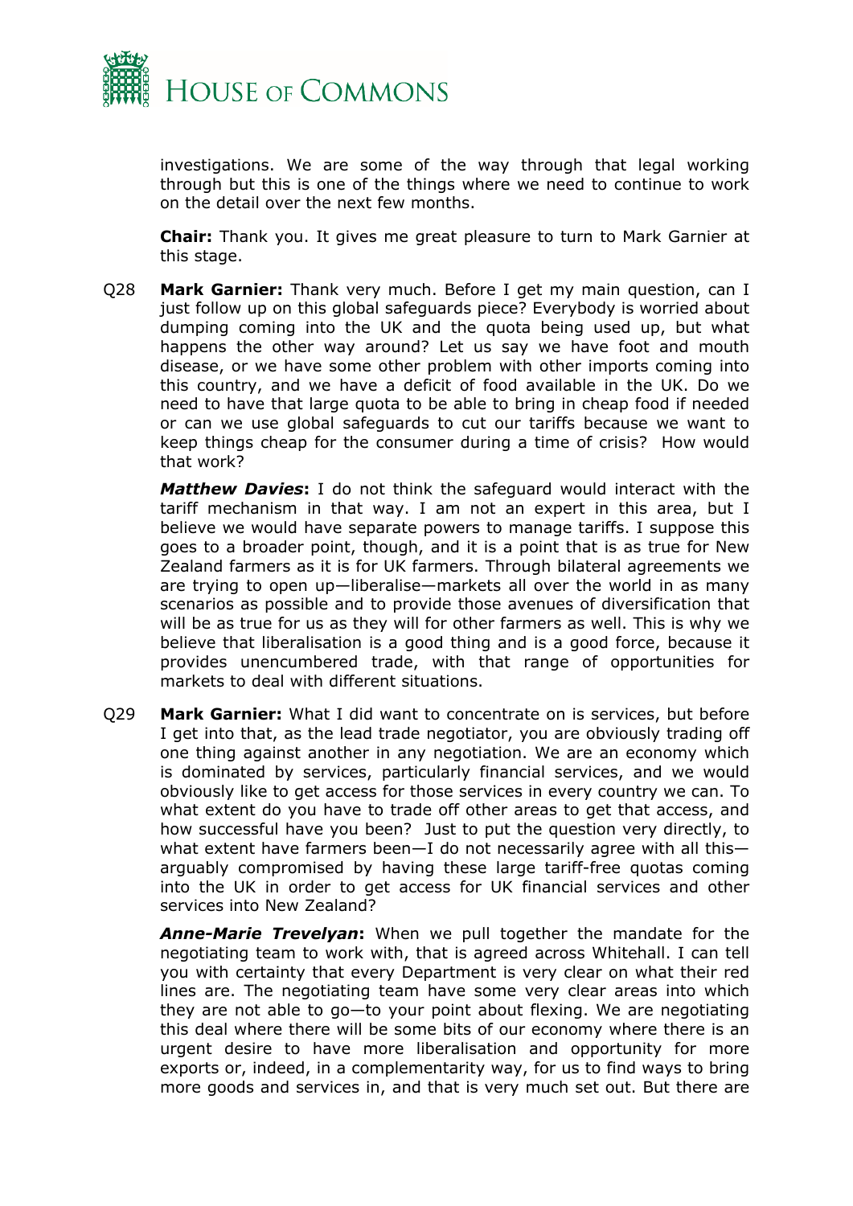investigations. We are some of the way through that legal working through but this is one of the things where we need to continue to work on the detail over the next few months.

**Chair:** Thank you. It gives me great pleasure to turn to Mark Garnier at this stage.

Q28 **Mark Garnier:** Thank very much. Before I get my main question, can I just follow up on this global safeguards piece? Everybody is worried about dumping coming into the UK and the quota being used up, but what happens the other way around? Let us say we have foot and mouth disease, or we have some other problem with other imports coming into this country, and we have a deficit of food available in the UK. Do we need to have that large quota to be able to bring in cheap food if needed or can we use global safeguards to cut our tariffs because we want to keep things cheap for the consumer during a time of crisis? How would that work?

***Matthew Davies*:** I do not think the safeguard would interact with the tariff mechanism in that way. I am not an expert in this area, but I believe we would have separate powers to manage tariffs. I suppose this goes to a broader point, though, and it is a point that is as true for New Zealand farmers as it is for UK farmers. Through bilateral agreements we are trying to open up—liberalise—markets all over the world in as many scenarios as possible and to provide those avenues of diversification that will be as true for us as they will for other farmers as well. This is why we believe that liberalisation is a good thing and is a good force, because it provides unencumbered trade, with that range of opportunities for markets to deal with different situations.

Q29 **Mark Garnier:** What I did want to concentrate on is services, but before I get into that, as the lead trade negotiator, you are obviously trading off one thing against another in any negotiation. We are an economy which is dominated by services, particularly financial services, and we would obviously like to get access for those services in every country we can. To what extent do you have to trade off other areas to get that access, and how successful have you been? Just to put the question very directly, to what extent have farmers been—I do not necessarily agree with all this—arguably compromised by having these large tariff-free quotas coming into the UK in order to get access for UK financial services and other services into New Zealand?

***Anne-Marie Trevelyan*:** When we pull together the mandate for the negotiating team to work with, that is agreed across Whitehall. I can tell you with certainty that every Department is very clear on what their red lines are. The negotiating team have some very clear areas into which they are not able to go—to your point about flexing. We are negotiating this deal where there will be some bits of our economy where there is an urgent desire to have more liberalisation and opportunity for more exports or, indeed, in a complementarity way, for us to find ways to bring more goods and services in, and that is very much set out. But there are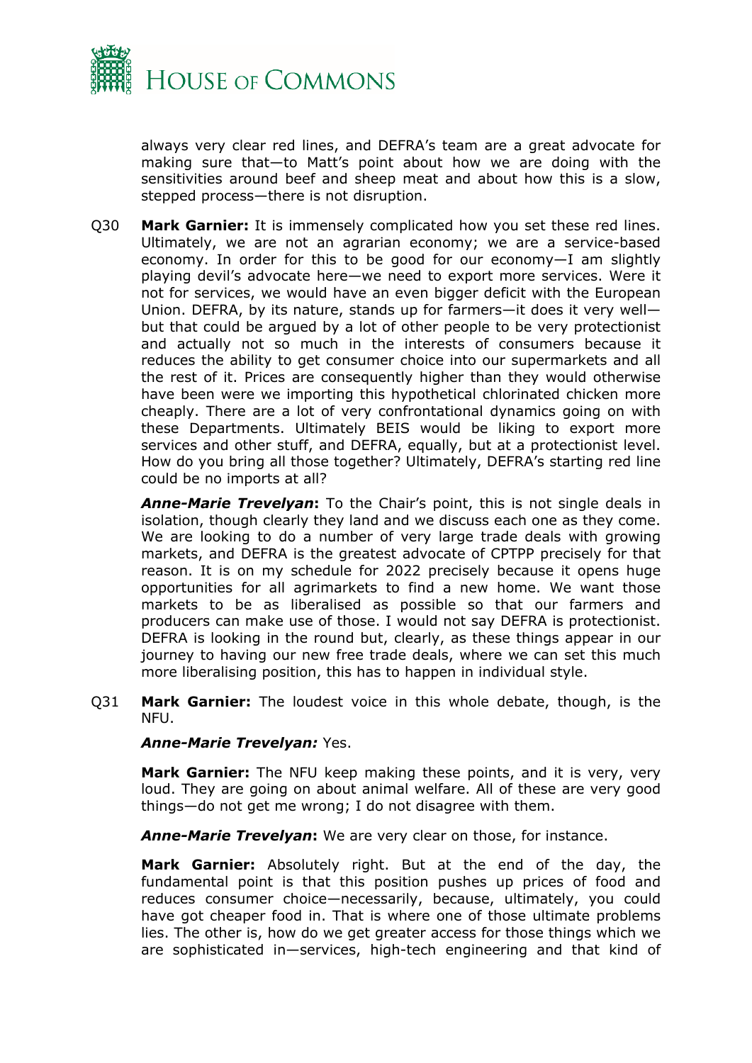always very clear red lines, and DEFRA's team are a great advocate for making sure that—to Matt's point about how we are doing with the sensitivities around beef and sheep meat and about how this is a slow, stepped process—there is not disruption.

Q30 **Mark Garnier:** It is immensely complicated how you set these red lines. Ultimately, we are not an agrarian economy; we are a service-based economy. In order for this to be good for our economy—I am slightly playing devil's advocate here—we need to export more services. Were it not for services, we would have an even bigger deficit with the European Union. DEFRA, by its nature, stands up for farmers—it does it very well—but that could be argued by a lot of other people to be very protectionist and actually not so much in the interests of consumers because it reduces the ability to get consumer choice into our supermarkets and all the rest of it. Prices are consequently higher than they would otherwise have been were we importing this hypothetical chlorinated chicken more cheaply. There are a lot of very confrontational dynamics going on with these Departments. Ultimately BEIS would be liking to export more services and other stuff, and DEFRA, equally, but at a protectionist level. How do you bring all those together? Ultimately, DEFRA's starting red line could be no imports at all?

***Anne-Marie Trevelyan*:** To the Chair's point, this is not single deals in isolation, though clearly they land and we discuss each one as they come. We are looking to do a number of very large trade deals with growing markets, and DEFRA is the greatest advocate of CPTPP precisely for that reason. It is on my schedule for 2022 precisely because it opens huge opportunities for all agrimarkets to find a new home. We want those markets to be as liberalised as possible so that our farmers and producers can make use of those. I would not say DEFRA is protectionist. DEFRA is looking in the round but, clearly, as these things appear in our journey to having our new free trade deals, where we can set this much more liberalising position, this has to happen in individual style.

Q31 **Mark Garnier:** The loudest voice in this whole debate, though, is the NFU.

***Anne-Marie Trevelyan:*** Yes.

**Mark Garnier:** The NFU keep making these points, and it is very, very loud. They are going on about animal welfare. All of these are very good things—do not get me wrong; I do not disagree with them.

***Anne-Marie Trevelyan*:** We are very clear on those, for instance.

**Mark Garnier:** Absolutely right. But at the end of the day, the fundamental point is that this position pushes up prices of food and reduces consumer choice—necessarily, because, ultimately, you could have got cheaper food in. That is where one of those ultimate problems lies. The other is, how do we get greater access for those things which we are sophisticated in—services, high-tech engineering and that kind of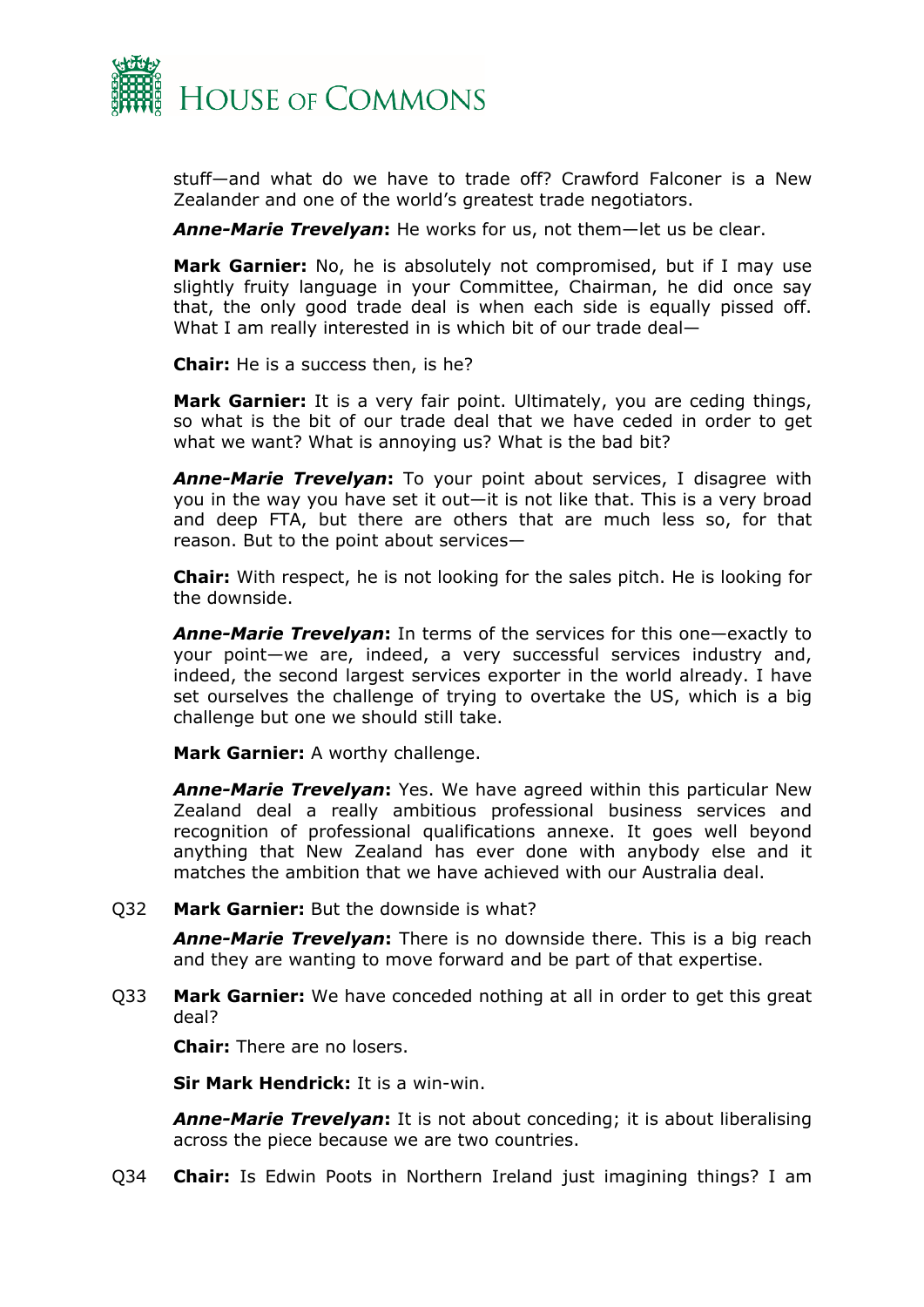stuff—and what do we have to trade off? Crawford Falconer is a New Zealander and one of the world's greatest trade negotiators.

***Anne-Marie Trevelyan*:** He works for us, not them—let us be clear.

**Mark Garnier:** No, he is absolutely not compromised, but if I may use slightly fruity language in your Committee, Chairman, he did once say that, the only good trade deal is when each side is equally pissed off. What I am really interested in is which bit of our trade deal—

**Chair:** He is a success then, is he?

**Mark Garnier:** It is a very fair point. Ultimately, you are ceding things, so what is the bit of our trade deal that we have ceded in order to get what we want? What is annoying us? What is the bad bit?

***Anne-Marie Trevelyan*:** To your point about services, I disagree with you in the way you have set it out—it is not like that. This is a very broad and deep FTA, but there are others that are much less so, for that reason. But to the point about services—

**Chair:** With respect, he is not looking for the sales pitch. He is looking for the downside.

***Anne-Marie Trevelyan*:** In terms of the services for this one—exactly to your point—we are, indeed, a very successful services industry and, indeed, the second largest services exporter in the world already. I have set ourselves the challenge of trying to overtake the US, which is a big challenge but one we should still take.

**Mark Garnier:** A worthy challenge.

***Anne-Marie Trevelyan*:** Yes. We have agreed within this particular New Zealand deal a really ambitious professional business services and recognition of professional qualifications annexe. It goes well beyond anything that New Zealand has ever done with anybody else and it matches the ambition that we have achieved with our Australia deal.

Q32 **Mark Garnier:** But the downside is what?

***Anne-Marie Trevelyan*:** There is no downside there. This is a big reach and they are wanting to move forward and be part of that expertise.

Q33 **Mark Garnier:** We have conceded nothing at all in order to get this great deal?

**Chair:** There are no losers.

**Sir Mark Hendrick:** It is a win-win.

***Anne-Marie Trevelyan*:** It is not about conceding; it is about liberalising across the piece because we are two countries.

Q34 **Chair:** Is Edwin Poots in Northern Ireland just imagining things? I am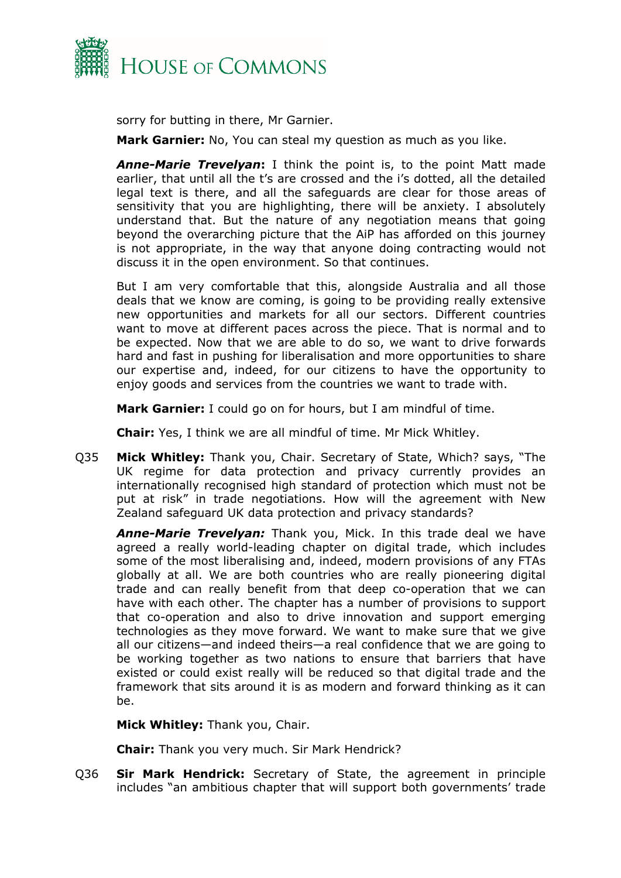sorry for butting in there, Mr Garnier.

**Mark Garnier:** No, You can steal my question as much as you like.

***Anne-Marie Trevelyan*:** I think the point is, to the point Matt made earlier, that until all the t's are crossed and the i's dotted, all the detailed legal text is there, and all the safeguards are clear for those areas of sensitivity that you are highlighting, there will be anxiety. I absolutely understand that. But the nature of any negotiation means that going beyond the overarching picture that the AiP has afforded on this journey is not appropriate, in the way that anyone doing contracting would not discuss it in the open environment. So that continues.

But I am very comfortable that this, alongside Australia and all those deals that we know are coming, is going to be providing really extensive new opportunities and markets for all our sectors. Different countries want to move at different paces across the piece. That is normal and to be expected. Now that we are able to do so, we want to drive forwards hard and fast in pushing for liberalisation and more opportunities to share our expertise and, indeed, for our citizens to have the opportunity to enjoy goods and services from the countries we want to trade with.

**Mark Garnier:** I could go on for hours, but I am mindful of time.

**Chair:** Yes, I think we are all mindful of time. Mr Mick Whitley.

Q35 **Mick Whitley:** Thank you, Chair. Secretary of State, Which? says, "The UK regime for data protection and privacy currently provides an internationally recognised high standard of protection which must not be put at risk" in trade negotiations. How will the agreement with New Zealand safeguard UK data protection and privacy standards?

***Anne-Marie Trevelyan:*** Thank you, Mick. In this trade deal we have agreed a really world-leading chapter on digital trade, which includes some of the most liberalising and, indeed, modern provisions of any FTAs globally at all. We are both countries who are really pioneering digital trade and can really benefit from that deep co-operation that we can have with each other. The chapter has a number of provisions to support that co-operation and also to drive innovation and support emerging technologies as they move forward. We want to make sure that we give all our citizens—and indeed theirs—a real confidence that we are going to be working together as two nations to ensure that barriers that have existed or could exist really will be reduced so that digital trade and the framework that sits around it is as modern and forward thinking as it can be.

**Mick Whitley:** Thank you, Chair.

**Chair:** Thank you very much. Sir Mark Hendrick?

Q36 **Sir Mark Hendrick:** Secretary of State, the agreement in principle includes "an ambitious chapter that will support both governments' trade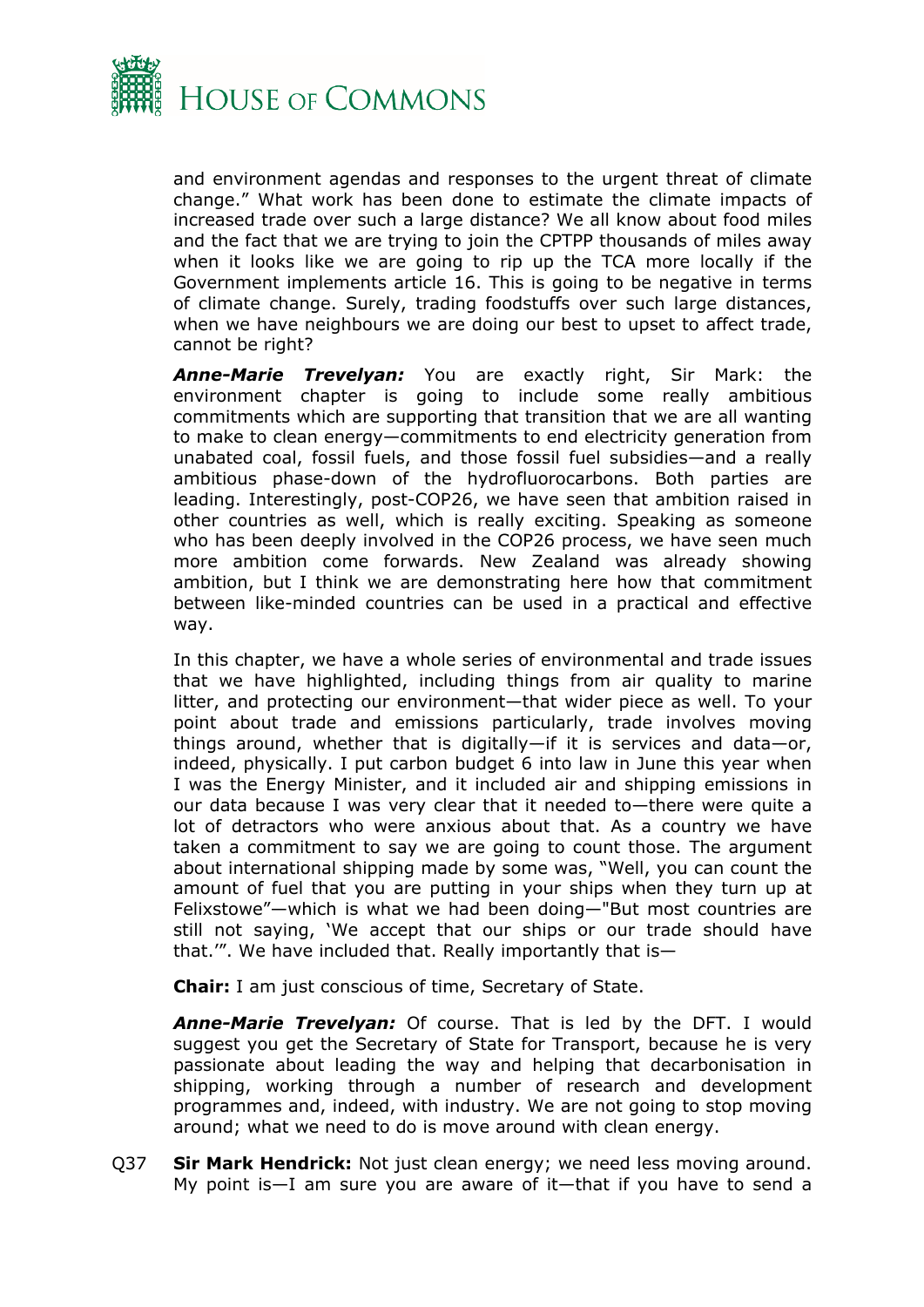and environment agendas and responses to the urgent threat of climate change." What work has been done to estimate the climate impacts of increased trade over such a large distance? We all know about food miles and the fact that we are trying to join the CPTPP thousands of miles away when it looks like we are going to rip up the TCA more locally if the Government implements article 16. This is going to be negative in terms of climate change. Surely, trading foodstuffs over such large distances, when we have neighbours we are doing our best to upset to affect trade, cannot be right?

***Anne-Marie Trevelyan:*** You are exactly right, Sir Mark: the environment chapter is going to include some really ambitious commitments which are supporting that transition that we are all wanting to make to clean energy—commitments to end electricity generation from unabated coal, fossil fuels, and those fossil fuel subsidies—and a really ambitious phase-down of the hydrofluorocarbons. Both parties are leading. Interestingly, post-COP26, we have seen that ambition raised in other countries as well, which is really exciting. Speaking as someone who has been deeply involved in the COP26 process, we have seen much more ambition come forwards. New Zealand was already showing ambition, but I think we are demonstrating here how that commitment between like-minded countries can be used in a practical and effective way.

In this chapter, we have a whole series of environmental and trade issues that we have highlighted, including things from air quality to marine litter, and protecting our environment—that wider piece as well. To your point about trade and emissions particularly, trade involves moving things around, whether that is digitally—if it is services and data—or, indeed, physically. I put carbon budget 6 into law in June this year when I was the Energy Minister, and it included air and shipping emissions in our data because I was very clear that it needed to—there were quite a lot of detractors who were anxious about that. As a country we have taken a commitment to say we are going to count those. The argument about international shipping made by some was, "Well, you can count the amount of fuel that you are putting in your ships when they turn up at Felixstowe"—which is what we had been doing—"But most countries are still not saying, 'We accept that our ships or our trade should have that.'". We have included that. Really importantly that is—

**Chair:** I am just conscious of time, Secretary of State.

***Anne-Marie Trevelyan:*** Of course. That is led by the DFT. I would suggest you get the Secretary of State for Transport, because he is very passionate about leading the way and helping that decarbonisation in shipping, working through a number of research and development programmes and, indeed, with industry. We are not going to stop moving around; what we need to do is move around with clean energy.

Q37 **Sir Mark Hendrick:** Not just clean energy; we need less moving around. My point is—I am sure you are aware of it—that if you have to send a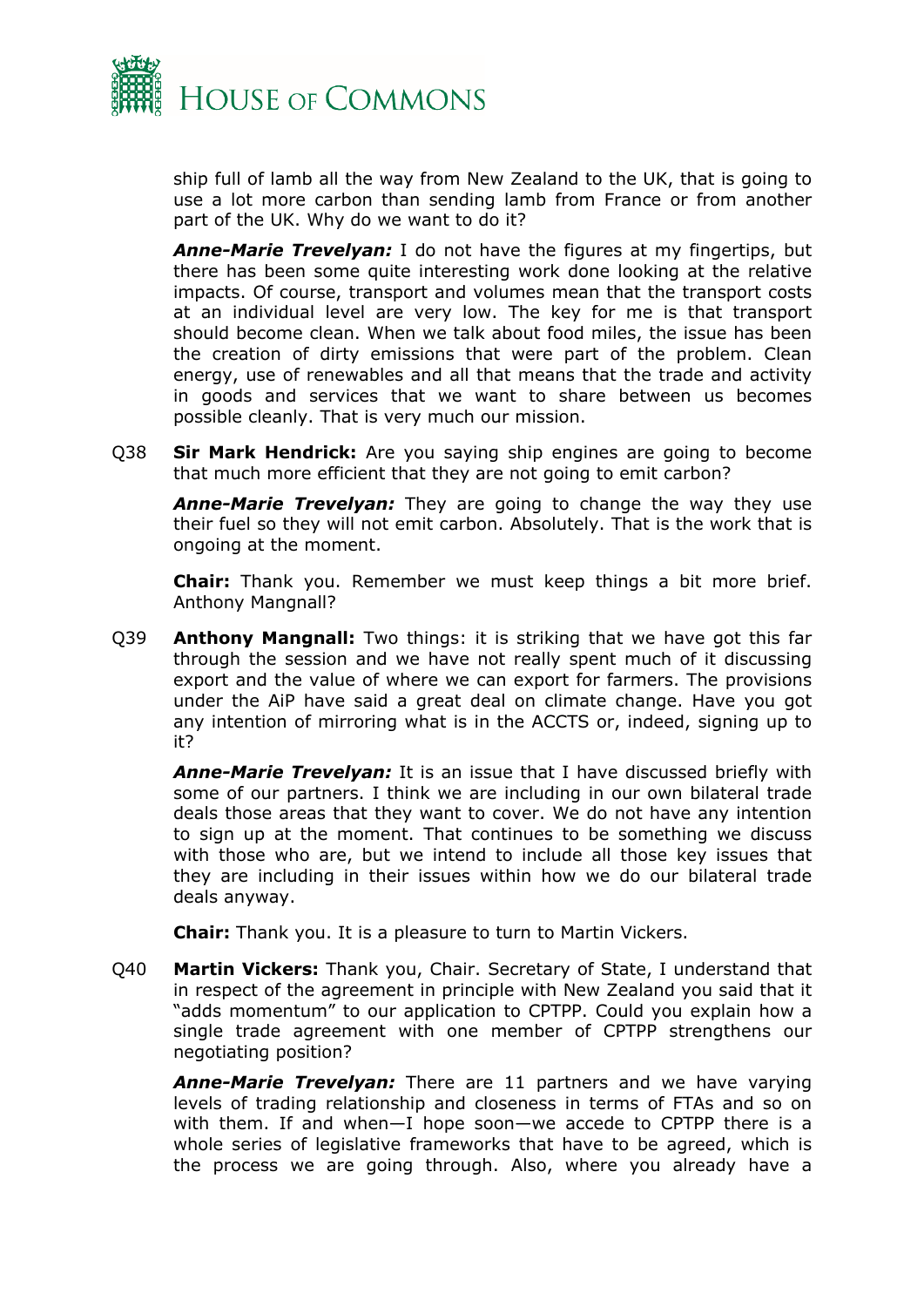ship full of lamb all the way from New Zealand to the UK, that is going to use a lot more carbon than sending lamb from France or from another part of the UK. Why do we want to do it?

***Anne-Marie Trevelyan:*** I do not have the figures at my fingertips, but there has been some quite interesting work done looking at the relative impacts. Of course, transport and volumes mean that the transport costs at an individual level are very low. The key for me is that transport should become clean. When we talk about food miles, the issue has been the creation of dirty emissions that were part of the problem. Clean energy, use of renewables and all that means that the trade and activity in goods and services that we want to share between us becomes possible cleanly. That is very much our mission.

Q38 **Sir Mark Hendrick:** Are you saying ship engines are going to become that much more efficient that they are not going to emit carbon?

***Anne-Marie Trevelyan:*** They are going to change the way they use their fuel so they will not emit carbon. Absolutely. That is the work that is ongoing at the moment.

**Chair:** Thank you. Remember we must keep things a bit more brief. Anthony Mangnall?

Q39 **Anthony Mangnall:** Two things: it is striking that we have got this far through the session and we have not really spent much of it discussing export and the value of where we can export for farmers. The provisions under the AiP have said a great deal on climate change. Have you got any intention of mirroring what is in the ACCTS or, indeed, signing up to it?

***Anne-Marie Trevelyan:*** It is an issue that I have discussed briefly with some of our partners. I think we are including in our own bilateral trade deals those areas that they want to cover. We do not have any intention to sign up at the moment. That continues to be something we discuss with those who are, but we intend to include all those key issues that they are including in their issues within how we do our bilateral trade deals anyway.

**Chair:** Thank you. It is a pleasure to turn to Martin Vickers.

Q40 **Martin Vickers:** Thank you, Chair. Secretary of State, I understand that in respect of the agreement in principle with New Zealand you said that it "adds momentum" to our application to CPTPP. Could you explain how a single trade agreement with one member of CPTPP strengthens our negotiating position?

***Anne-Marie Trevelyan:*** There are 11 partners and we have varying levels of trading relationship and closeness in terms of FTAs and so on with them. If and when—I hope soon—we accede to CPTPP there is a whole series of legislative frameworks that have to be agreed, which is the process we are going through. Also, where you already have a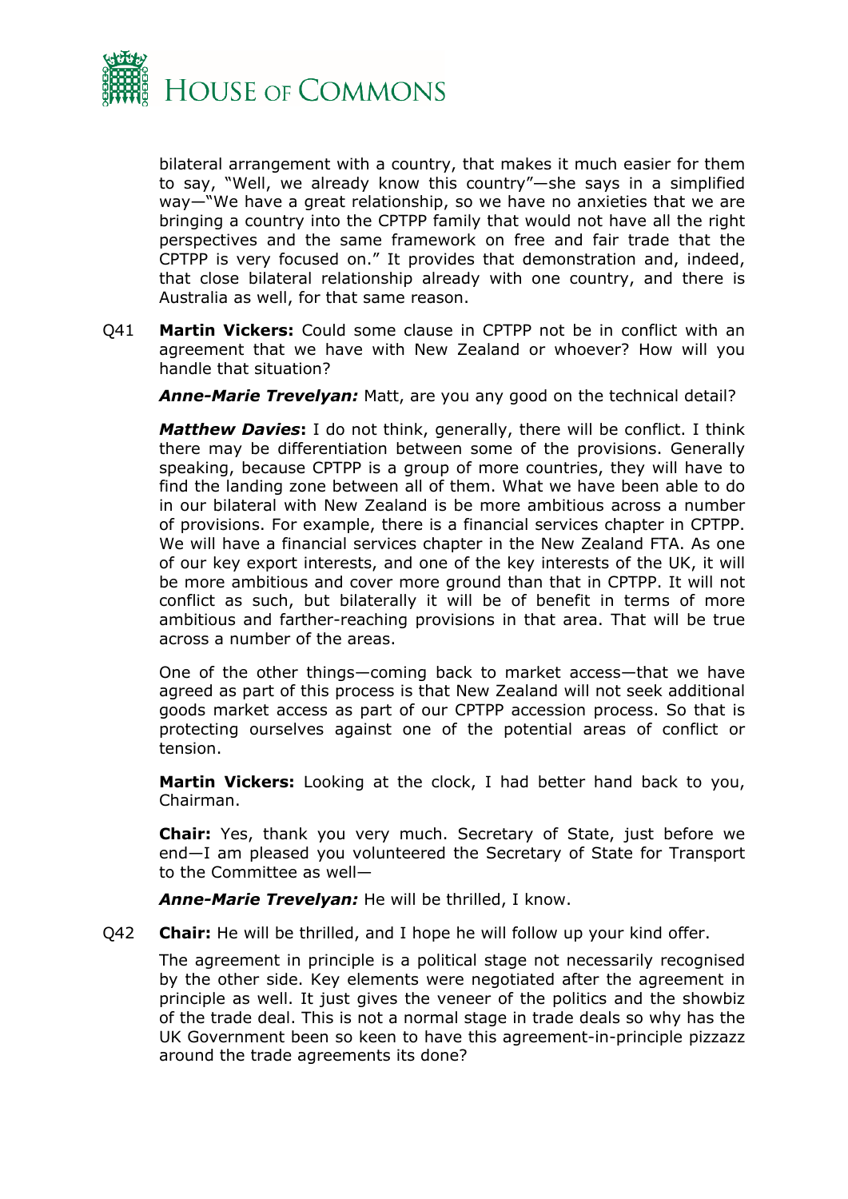bilateral arrangement with a country, that makes it much easier for them to say, "Well, we already know this country"—she says in a simplified way—"We have a great relationship, so we have no anxieties that we are bringing a country into the CPTPP family that would not have all the right perspectives and the same framework on free and fair trade that the CPTPP is very focused on." It provides that demonstration and, indeed, that close bilateral relationship already with one country, and there is Australia as well, for that same reason.

Q41 **Martin Vickers:** Could some clause in CPTPP not be in conflict with an agreement that we have with New Zealand or whoever? How will you handle that situation?

***Anne-Marie Trevelyan:*** Matt, are you any good on the technical detail?

***Matthew Davies*****:** I do not think, generally, there will be conflict. I think there may be differentiation between some of the provisions. Generally speaking, because CPTPP is a group of more countries, they will have to find the landing zone between all of them. What we have been able to do in our bilateral with New Zealand is be more ambitious across a number of provisions. For example, there is a financial services chapter in CPTPP. We will have a financial services chapter in the New Zealand FTA. As one of our key export interests, and one of the key interests of the UK, it will be more ambitious and cover more ground than that in CPTPP. It will not conflict as such, but bilaterally it will be of benefit in terms of more ambitious and farther-reaching provisions in that area. That will be true across a number of the areas.

One of the other things—coming back to market access—that we have agreed as part of this process is that New Zealand will not seek additional goods market access as part of our CPTPP accession process. So that is protecting ourselves against one of the potential areas of conflict or tension.

**Martin Vickers:** Looking at the clock, I had better hand back to you, Chairman.

**Chair:** Yes, thank you very much. Secretary of State, just before we end—I am pleased you volunteered the Secretary of State for Transport to the Committee as well—

***Anne-Marie Trevelyan:*** He will be thrilled, I know.

Q42 **Chair:** He will be thrilled, and I hope he will follow up your kind offer.

The agreement in principle is a political stage not necessarily recognised by the other side. Key elements were negotiated after the agreement in principle as well. It just gives the veneer of the politics and the showbiz of the trade deal. This is not a normal stage in trade deals so why has the UK Government been so keen to have this agreement-in-principle pizzazz around the trade agreements its done?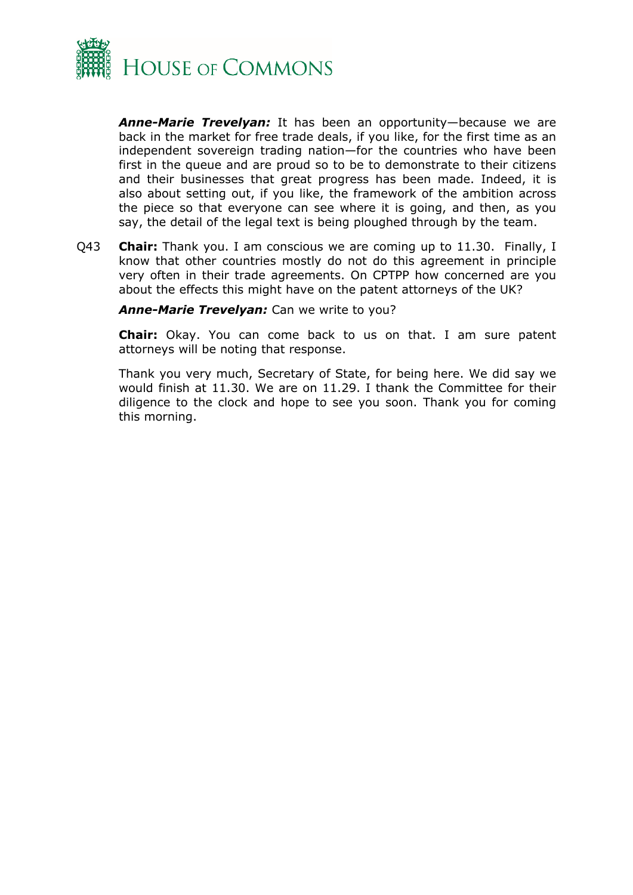***Anne-Marie Trevelyan:*** It has been an opportunity—because we are back in the market for free trade deals, if you like, for the first time as an independent sovereign trading nation—for the countries who have been first in the queue and are proud so to be to demonstrate to their citizens and their businesses that great progress has been made. Indeed, it is also about setting out, if you like, the framework of the ambition across the piece so that everyone can see where it is going, and then, as you say, the detail of the legal text is being ploughed through by the team.

Q43 **Chair:** Thank you. I am conscious we are coming up to 11.30. Finally, I know that other countries mostly do not do this agreement in principle very often in their trade agreements. On CPTPP how concerned are you about the effects this might have on the patent attorneys of the UK?

***Anne-Marie Trevelyan:*** Can we write to you?

**Chair:** Okay. You can come back to us on that. I am sure patent attorneys will be noting that response.

Thank you very much, Secretary of State, for being here. We did say we would finish at 11.30. We are on 11.29. I thank the Committee for their diligence to the clock and hope to see you soon. Thank you for coming this morning.